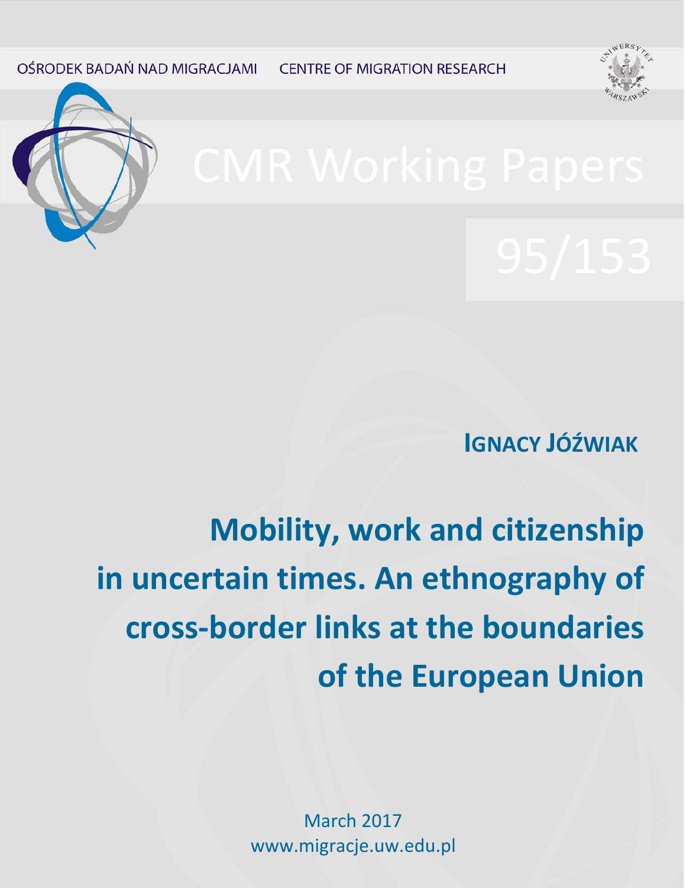OŚRODEK BADAŃ NAD MIGRACJAMI CENTRE OF MIGRATION RESEARCH

# CMR Working Papers

95/153

**IGNACY JÓŹWIAK**

# Mobility, work and citizenship in uncertain times. An ethnography of cross-border links at the boundaries of the European Union

March 2017

www.migracje.uw.edu.pl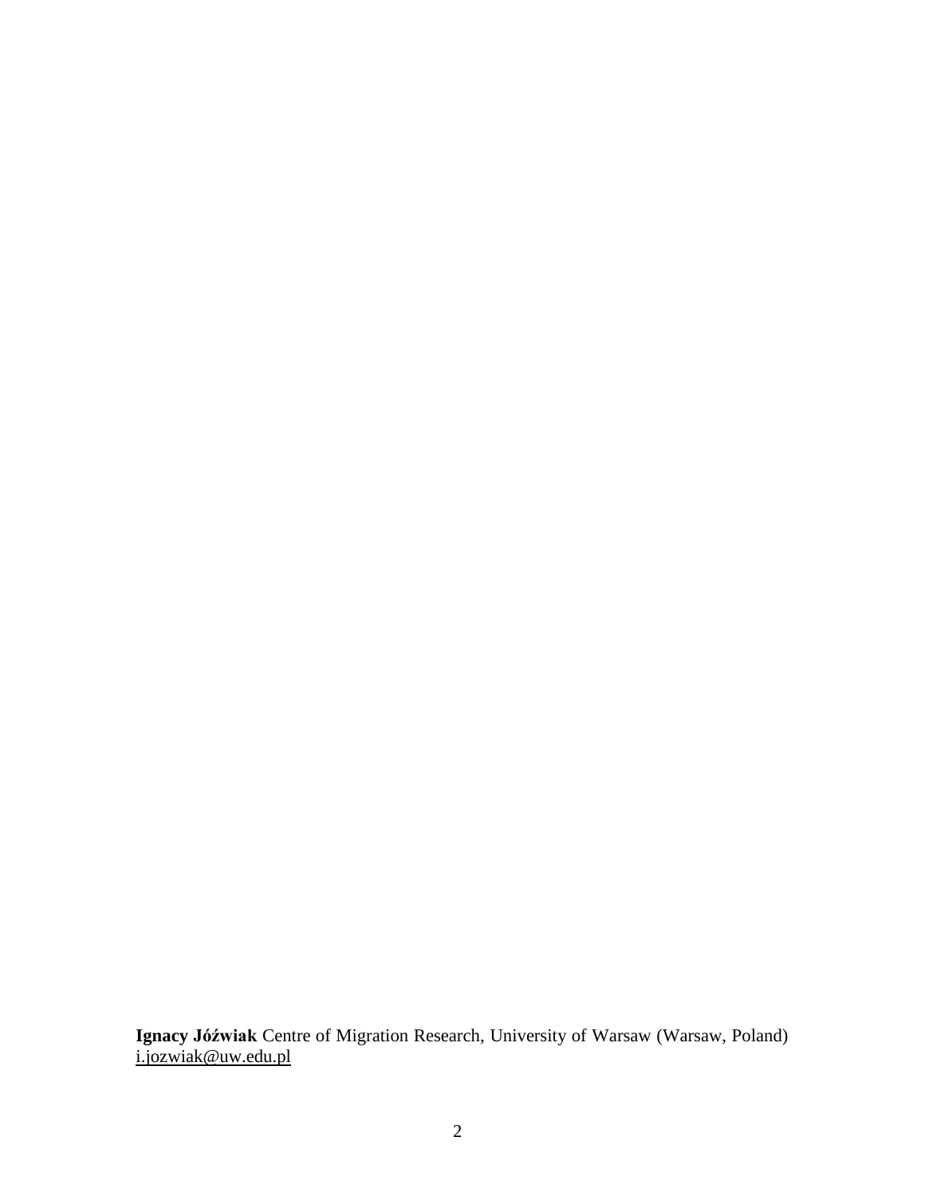**Ignacy Jóźwiak** Centre of Migration Research, University of Warsaw (Warsaw, Poland)
i.jozwiak@uw.edu.pl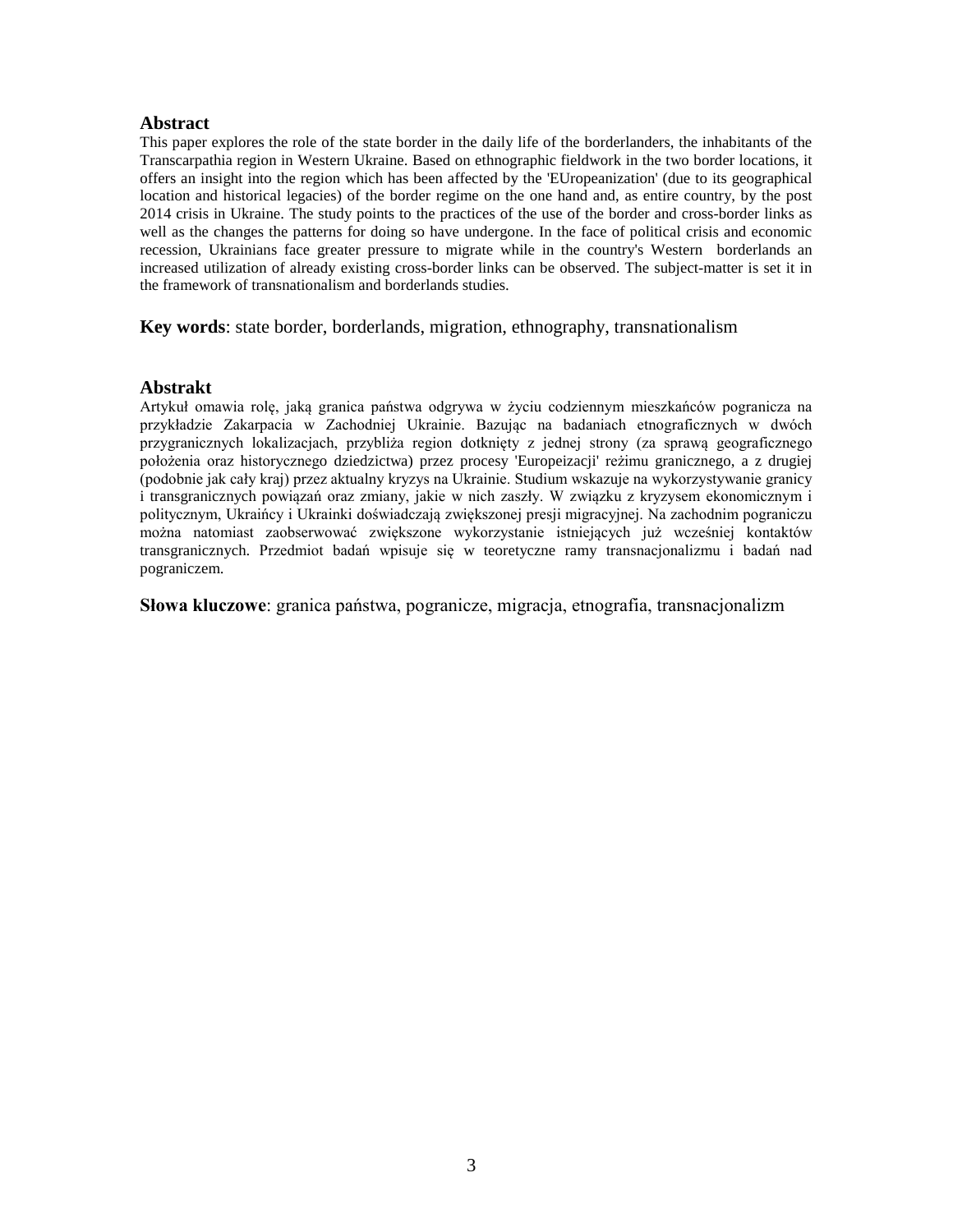## Abstract

This paper explores the role of the state border in the daily life of the borderlanders, the inhabitants of the Transcarpathia region in Western Ukraine. Based on ethnographic fieldwork in the two border locations, it offers an insight into the region which has been affected by the 'EUropeanization' (due to its geographical location and historical legacies) of the border regime on the one hand and, as entire country, by the post 2014 crisis in Ukraine. The study points to the practices of the use of the border and cross-border links as well as the changes the patterns for doing so have undergone. In the face of political crisis and economic recession, Ukrainians face greater pressure to migrate while in the country's Western borderlands an increased utilization of already existing cross-border links can be observed. The subject-matter is set it in the framework of transnationalism and borderlands studies.

**Key words**: state border, borderlands, migration, ethnography, transnationalism

## Abstrakt

Artykuł omawia rolę, jaką granica państwa odgrywa w życiu codziennym mieszkańców pogranicza na przykładzie Zakarpacia w Zachodniej Ukrainie. Bazując na badaniach etnograficznych w dwóch przygranicznych lokalizacjach, przybliża region dotknięty z jednej strony (za sprawą geograficznego położenia oraz historycznego dziedzictwa) przez procesy 'Europeizacji' reżimu granicznego, a z drugiej (podobnie jak cały kraj) przez aktualny kryzys na Ukrainie. Studium wskazuje na wykorzystywanie granicy i transgranicznych powiązań oraz zmiany, jakie w nich zaszły. W związku z kryzysem ekonomicznym i politycznym, Ukraińcy i Ukrainki doświadczają zwiększonej presji migracyjnej. Na zachodnim pograniczu można natomiast zaobserwować zwiększone wykorzystanie istniejących już wcześniej kontaktów transgranicznych. Przedmiot badań wpisuje się w teoretyczne ramy transnacjonalizmu i badań nad pograniczem.

**Słowa kluczowe**: granica państwa, pogranicze, migracja, etnografia, transnacjonalizm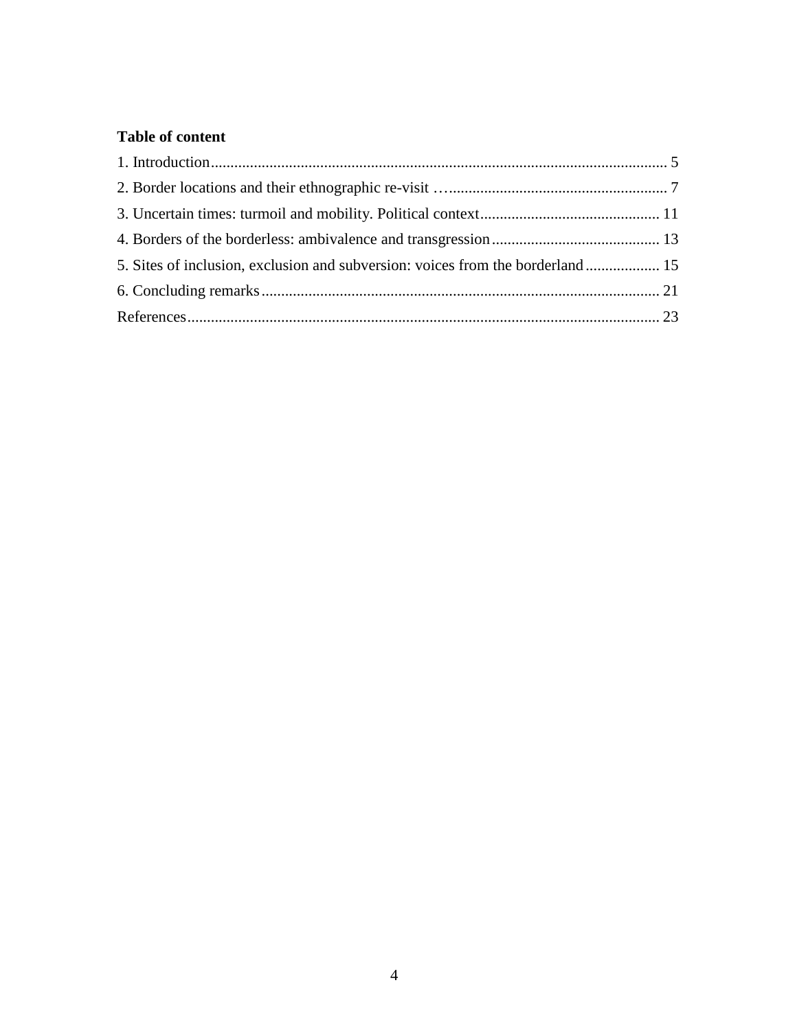**Table of content**

1. Introduction .................................................................................................................. 5
2. Border locations and their ethnographic re-visit …....................................................... 7
3. Uncertain times: turmoil and mobility. Political context............................................. 11
4. Borders of the borderless: ambivalence and transgression.......................................... 13
5. Sites of inclusion, exclusion and subversion: voices from the borderland.................. 15
6. Concluding remarks..................................................................................................... 21

References........................................................................................................................ 23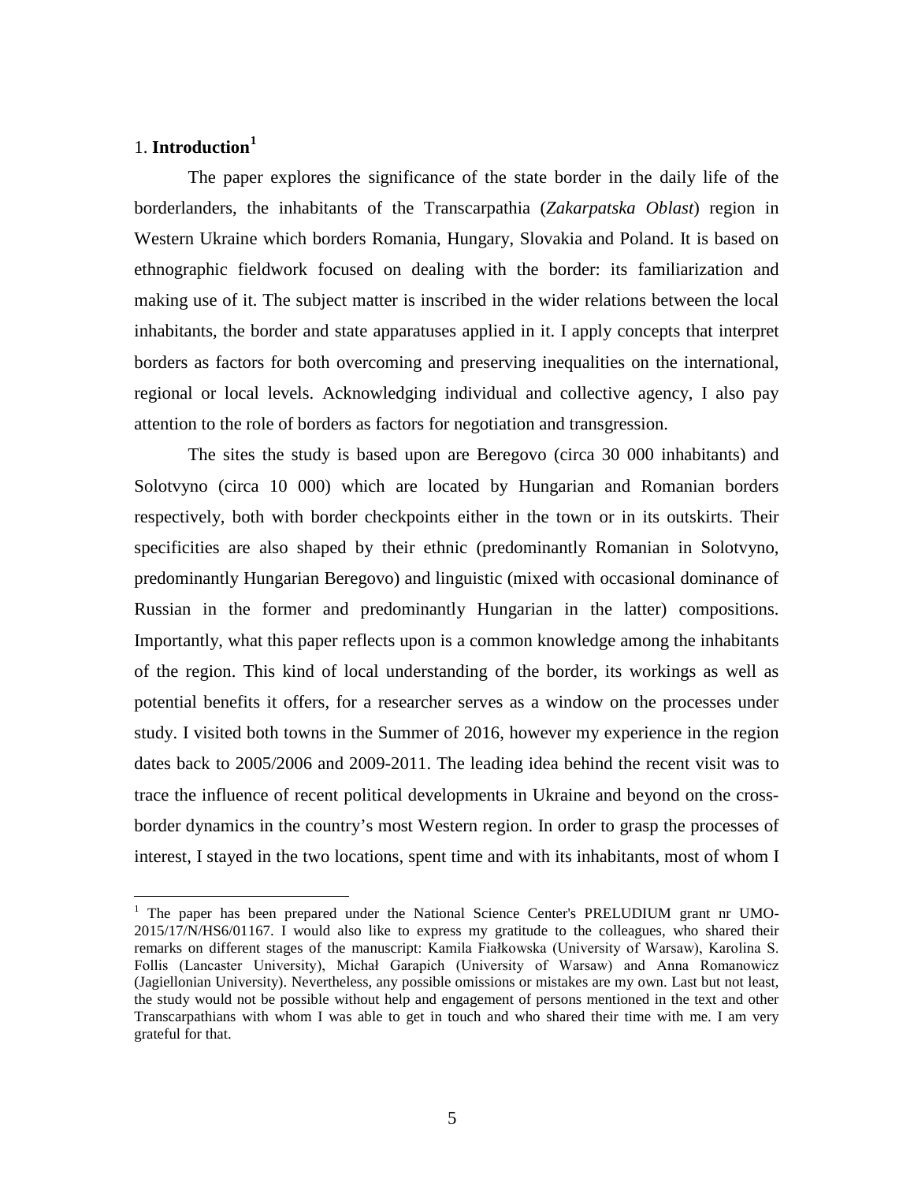# 1. **Introduction**[1]

The paper explores the significance of the state border in the daily life of the borderlanders, the inhabitants of the Transcarpathia (*Zakarpatska Oblast*) region in Western Ukraine which borders Romania, Hungary, Slovakia and Poland. It is based on ethnographic fieldwork focused on dealing with the border: its familiarization and making use of it. The subject matter is inscribed in the wider relations between the local inhabitants, the border and state apparatuses applied in it. I apply concepts that interpret borders as factors for both overcoming and preserving inequalities on the international, regional or local levels. Acknowledging individual and collective agency, I also pay attention to the role of borders as factors for negotiation and transgression.

The sites the study is based upon are Beregovo (circa 30 000 inhabitants) and Solotvyno (circa 10 000) which are located by Hungarian and Romanian borders respectively, both with border checkpoints either in the town or in its outskirts. Their specificities are also shaped by their ethnic (predominantly Romanian in Solotvyno, predominantly Hungarian Beregovo) and linguistic (mixed with occasional dominance of Russian in the former and predominantly Hungarian in the latter) compositions. Importantly, what this paper reflects upon is a common knowledge among the inhabitants of the region. This kind of local understanding of the border, its workings as well as potential benefits it offers, for a researcher serves as a window on the processes under study. I visited both towns in the Summer of 2016, however my experience in the region dates back to 2005/2006 and 2009-2011. The leading idea behind the recent visit was to trace the influence of recent political developments in Ukraine and beyond on the cross-border dynamics in the country's most Western region. In order to grasp the processes of interest, I stayed in the two locations, spent time and with its inhabitants, most of whom I

[1] The paper has been prepared under the National Science Center's PRELUDIUM grant nr UMO-2015/17/N/HS6/01167. I would also like to express my gratitude to the colleagues, who shared their remarks on different stages of the manuscript: Kamila Fiałkowska (University of Warsaw), Karolina S. Follis (Lancaster University), Michał Garapich (University of Warsaw) and Anna Romanowicz (Jagiellonian University). Nevertheless, any possible omissions or mistakes are my own. Last but not least, the study would not be possible without help and engagement of persons mentioned in the text and other Transcarpathians with whom I was able to get in touch and who shared their time with me. I am very grateful for that.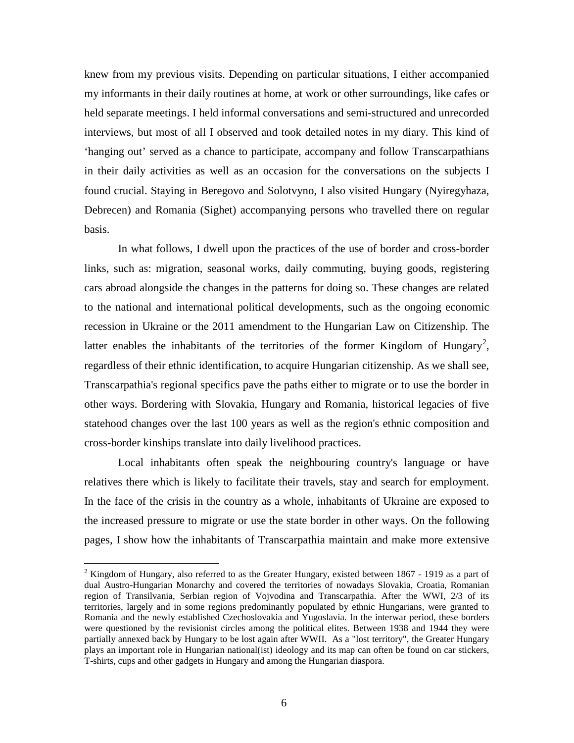knew from my previous visits. Depending on particular situations, I either accompanied my informants in their daily routines at home, at work or other surroundings, like cafes or held separate meetings. I held informal conversations and semi-structured and unrecorded interviews, but most of all I observed and took detailed notes in my diary. This kind of 'hanging out' served as a chance to participate, accompany and follow Transcarpathians in their daily activities as well as an occasion for the conversations on the subjects I found crucial. Staying in Beregovo and Solotvyno, I also visited Hungary (Nyiregyhaza, Debrecen) and Romania (Sighet) accompanying persons who travelled there on regular basis.

In what follows, I dwell upon the practices of the use of border and cross-border links, such as: migration, seasonal works, daily commuting, buying goods, registering cars abroad alongside the changes in the patterns for doing so. These changes are related to the national and international political developments, such as the ongoing economic recession in Ukraine or the 2011 amendment to the Hungarian Law on Citizenship. The latter enables the inhabitants of the territories of the former Kingdom of Hungary[2], regardless of their ethnic identification, to acquire Hungarian citizenship. As we shall see, Transcarpathia's regional specifics pave the paths either to migrate or to use the border in other ways. Bordering with Slovakia, Hungary and Romania, historical legacies of five statehood changes over the last 100 years as well as the region's ethnic composition and cross-border kinships translate into daily livelihood practices.

Local inhabitants often speak the neighbouring country's language or have relatives there which is likely to facilitate their travels, stay and search for employment. In the face of the crisis in the country as a whole, inhabitants of Ukraine are exposed to the increased pressure to migrate or use the state border in other ways. On the following pages, I show how the inhabitants of Transcarpathia maintain and make more extensive

[2] Kingdom of Hungary, also referred to as the Greater Hungary, existed between 1867 - 1919 as a part of dual Austro-Hungarian Monarchy and covered the territories of nowadays Slovakia, Croatia, Romanian region of Transilvania, Serbian region of Vojvodina and Transcarpathia. After the WWI, 2/3 of its territories, largely and in some regions predominantly populated by ethnic Hungarians, were granted to Romania and the newly established Czechoslovakia and Yugoslavia. In the interwar period, these borders were questioned by the revisionist circles among the political elites. Between 1938 and 1944 they were partially annexed back by Hungary to be lost again after WWII. As a "lost territory", the Greater Hungary plays an important role in Hungarian national(ist) ideology and its map can often be found on car stickers, T-shirts, cups and other gadgets in Hungary and among the Hungarian diaspora.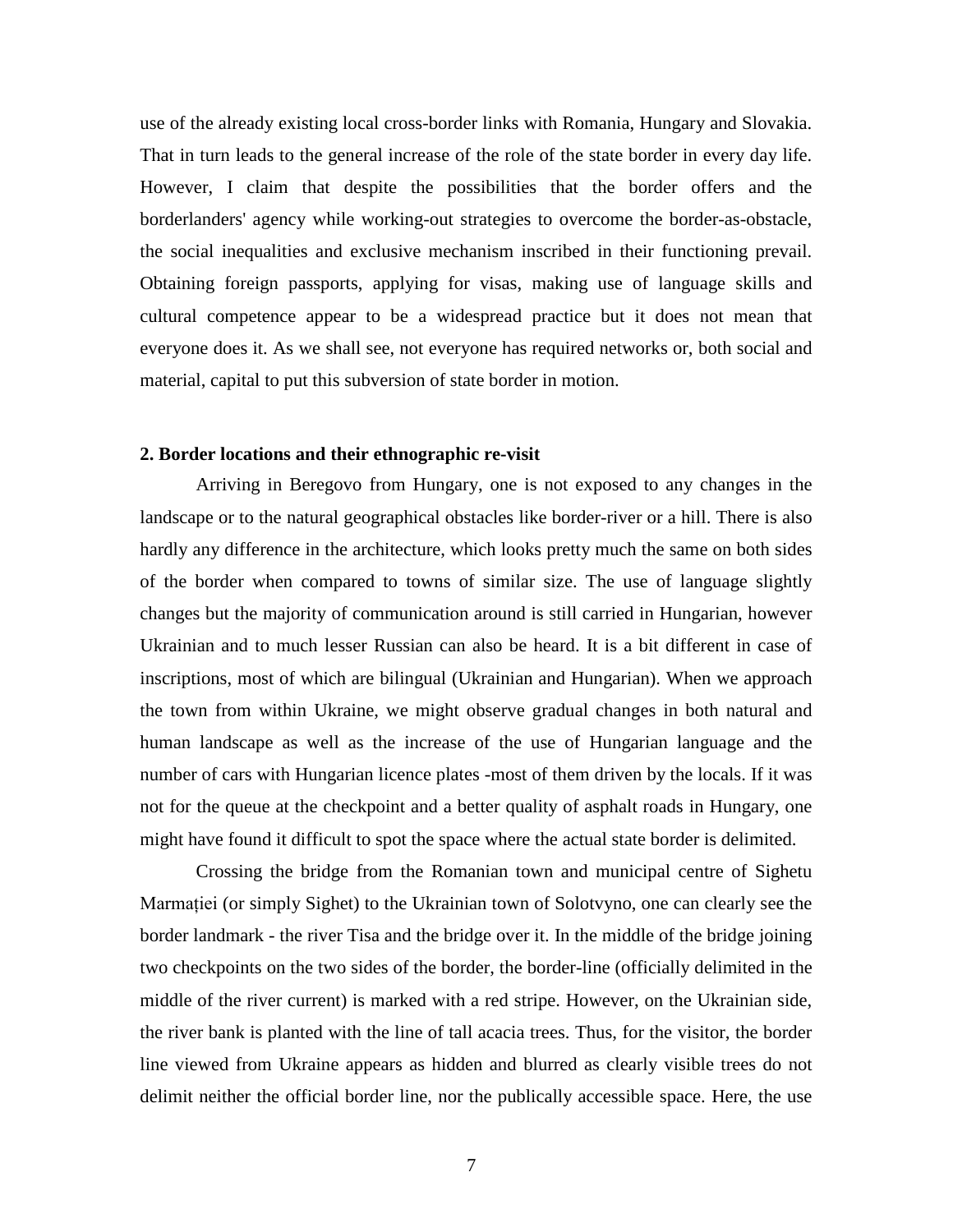use of the already existing local cross-border links with Romania, Hungary and Slovakia. That in turn leads to the general increase of the role of the state border in every day life. However, I claim that despite the possibilities that the border offers and the borderlanders' agency while working-out strategies to overcome the border-as-obstacle, the social inequalities and exclusive mechanism inscribed in their functioning prevail. Obtaining foreign passports, applying for visas, making use of language skills and cultural competence appear to be a widespread practice but it does not mean that everyone does it. As we shall see, not everyone has required networks or, both social and material, capital to put this subversion of state border in motion.

## 2. Border locations and their ethnographic re-visit

Arriving in Beregovo from Hungary, one is not exposed to any changes in the landscape or to the natural geographical obstacles like border-river or a hill. There is also hardly any difference in the architecture, which looks pretty much the same on both sides of the border when compared to towns of similar size. The use of language slightly changes but the majority of communication around is still carried in Hungarian, however Ukrainian and to much lesser Russian can also be heard. It is a bit different in case of inscriptions, most of which are bilingual (Ukrainian and Hungarian). When we approach the town from within Ukraine, we might observe gradual changes in both natural and human landscape as well as the increase of the use of Hungarian language and the number of cars with Hungarian licence plates -most of them driven by the locals. If it was not for the queue at the checkpoint and a better quality of asphalt roads in Hungary, one might have found it difficult to spot the space where the actual state border is delimited.

Crossing the bridge from the Romanian town and municipal centre of Sighetu Marmației (or simply Sighet) to the Ukrainian town of Solotvyno, one can clearly see the border landmark - the river Tisa and the bridge over it. In the middle of the bridge joining two checkpoints on the two sides of the border, the border-line (officially delimited in the middle of the river current) is marked with a red stripe. However, on the Ukrainian side, the river bank is planted with the line of tall acacia trees. Thus, for the visitor, the border line viewed from Ukraine appears as hidden and blurred as clearly visible trees do not delimit neither the official border line, nor the publically accessible space. Here, the use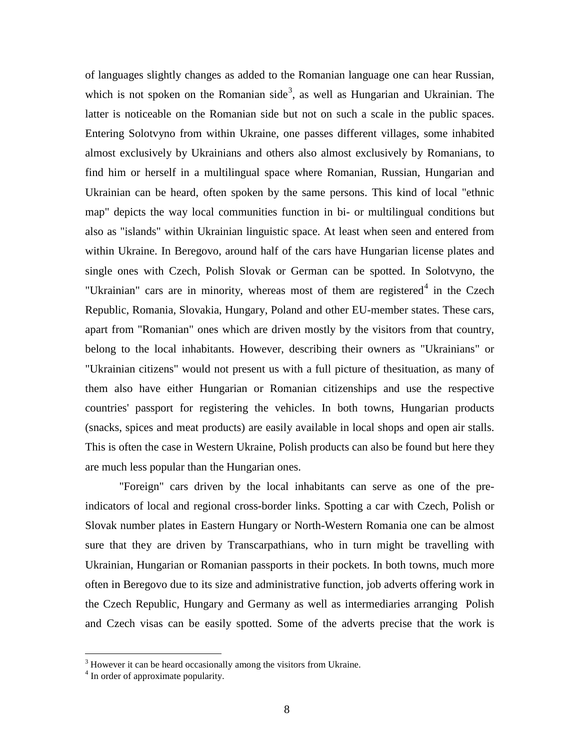of languages slightly changes as added to the Romanian language one can hear Russian, which is not spoken on the Romanian side[3], as well as Hungarian and Ukrainian. The latter is noticeable on the Romanian side but not on such a scale in the public spaces. Entering Solotvyno from within Ukraine, one passes different villages, some inhabited almost exclusively by Ukrainians and others also almost exclusively by Romanians, to find him or herself in a multilingual space where Romanian, Russian, Hungarian and Ukrainian can be heard, often spoken by the same persons. This kind of local "ethnic map" depicts the way local communities function in bi- or multilingual conditions but also as "islands" within Ukrainian linguistic space. At least when seen and entered from within Ukraine. In Beregovo, around half of the cars have Hungarian license plates and single ones with Czech, Polish Slovak or German can be spotted. In Solotvyno, the "Ukrainian" cars are in minority, whereas most of them are registered[4] in the Czech Republic, Romania, Slovakia, Hungary, Poland and other EU-member states. These cars, apart from "Romanian" ones which are driven mostly by the visitors from that country, belong to the local inhabitants. However, describing their owners as "Ukrainians" or "Ukrainian citizens" would not present us with a full picture of thesituation, as many of them also have either Hungarian or Romanian citizenships and use the respective countries' passport for registering the vehicles. In both towns, Hungarian products (snacks, spices and meat products) are easily available in local shops and open air stalls. This is often the case in Western Ukraine, Polish products can also be found but here they are much less popular than the Hungarian ones.

"Foreign" cars driven by the local inhabitants can serve as one of the pre-indicators of local and regional cross-border links. Spotting a car with Czech, Polish or Slovak number plates in Eastern Hungary or North-Western Romania one can be almost sure that they are driven by Transcarpathians, who in turn might be travelling with Ukrainian, Hungarian or Romanian passports in their pockets. In both towns, much more often in Beregovo due to its size and administrative function, job adverts offering work in the Czech Republic, Hungary and Germany as well as intermediaries arranging Polish and Czech visas can be easily spotted. Some of the adverts precise that the work is

[3] However it can be heard occasionally among the visitors from Ukraine.

[4] In order of approximate popularity.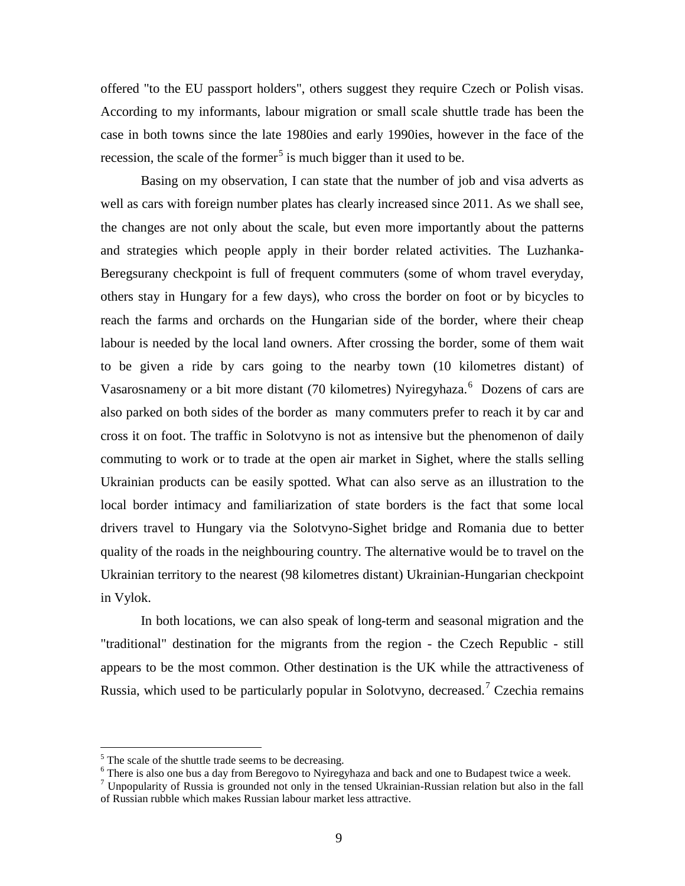offered "to the EU passport holders", others suggest they require Czech or Polish visas. According to my informants, labour migration or small scale shuttle trade has been the case in both towns since the late 1980ies and early 1990ies, however in the face of the recession, the scale of the former[5] is much bigger than it used to be.

Basing on my observation, I can state that the number of job and visa adverts as well as cars with foreign number plates has clearly increased since 2011. As we shall see, the changes are not only about the scale, but even more importantly about the patterns and strategies which people apply in their border related activities. The Luzhanka-Beregsurany checkpoint is full of frequent commuters (some of whom travel everyday, others stay in Hungary for a few days), who cross the border on foot or by bicycles to reach the farms and orchards on the Hungarian side of the border, where their cheap labour is needed by the local land owners. After crossing the border, some of them wait to be given a ride by cars going to the nearby town (10 kilometres distant) of Vasarosnameny or a bit more distant (70 kilometres) Nyiregyhaza.[6] Dozens of cars are also parked on both sides of the border as many commuters prefer to reach it by car and cross it on foot. The traffic in Solotvyno is not as intensive but the phenomenon of daily commuting to work or to trade at the open air market in Sighet, where the stalls selling Ukrainian products can be easily spotted. What can also serve as an illustration to the local border intimacy and familiarization of state borders is the fact that some local drivers travel to Hungary via the Solotvyno-Sighet bridge and Romania due to better quality of the roads in the neighbouring country. The alternative would be to travel on the Ukrainian territory to the nearest (98 kilometres distant) Ukrainian-Hungarian checkpoint in Vylok.

In both locations, we can also speak of long-term and seasonal migration and the "traditional" destination for the migrants from the region - the Czech Republic - still appears to be the most common. Other destination is the UK while the attractiveness of Russia, which used to be particularly popular in Solotvyno, decreased.[7] Czechia remains

---

[5] The scale of the shuttle trade seems to be decreasing.

[6] There is also one bus a day from Beregovo to Nyiregyhaza and back and one to Budapest twice a week.

[7] Unpopularity of Russia is grounded not only in the tensed Ukrainian-Russian relation but also in the fall of Russian rubble which makes Russian labour market less attractive.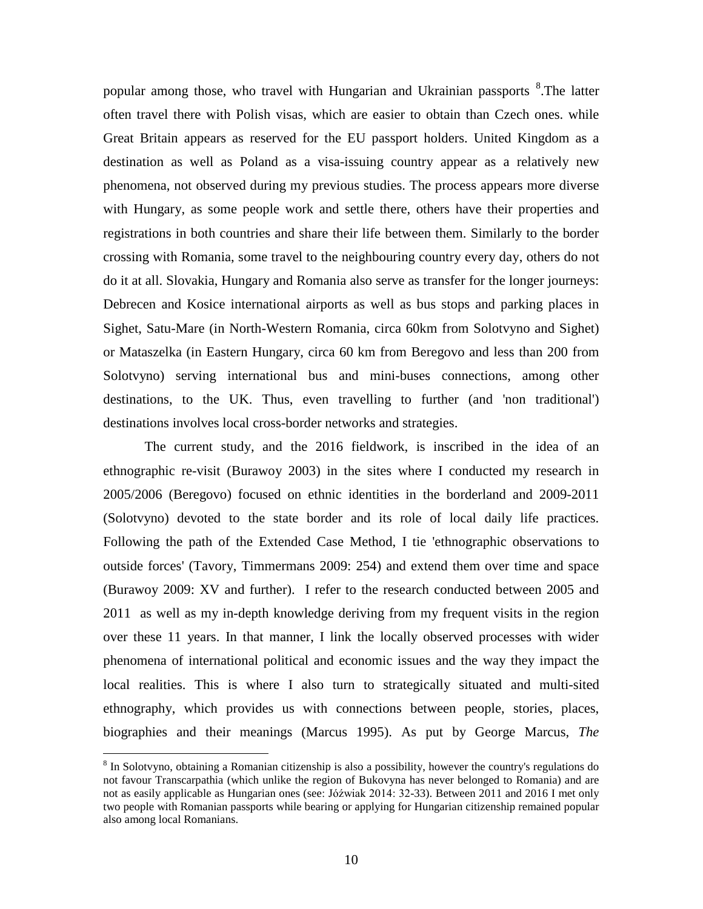popular among those, who travel with Hungarian and Ukrainian passports [8].The latter often travel there with Polish visas, which are easier to obtain than Czech ones. while Great Britain appears as reserved for the EU passport holders. United Kingdom as a destination as well as Poland as a visa-issuing country appear as a relatively new phenomena, not observed during my previous studies. The process appears more diverse with Hungary, as some people work and settle there, others have their properties and registrations in both countries and share their life between them. Similarly to the border crossing with Romania, some travel to the neighbouring country every day, others do not do it at all. Slovakia, Hungary and Romania also serve as transfer for the longer journeys: Debrecen and Kosice international airports as well as bus stops and parking places in Sighet, Satu-Mare (in North-Western Romania, circa 60km from Solotvyno and Sighet) or Mataszelka (in Eastern Hungary, circa 60 km from Beregovo and less than 200 from Solotvyno) serving international bus and mini-buses connections, among other destinations, to the UK. Thus, even travelling to further (and 'non traditional') destinations involves local cross-border networks and strategies.

The current study, and the 2016 fieldwork, is inscribed in the idea of an ethnographic re-visit (Burawoy 2003) in the sites where I conducted my research in 2005/2006 (Beregovo) focused on ethnic identities in the borderland and 2009-2011 (Solotvyno) devoted to the state border and its role of local daily life practices. Following the path of the Extended Case Method, I tie 'ethnographic observations to outside forces' (Tavory, Timmermans 2009: 254) and extend them over time and space (Burawoy 2009: XV and further). I refer to the research conducted between 2005 and 2011 as well as my in-depth knowledge deriving from my frequent visits in the region over these 11 years. In that manner, I link the locally observed processes with wider phenomena of international political and economic issues and the way they impact the local realities. This is where I also turn to strategically situated and multi-sited ethnography, which provides us with connections between people, stories, places, biographies and their meanings (Marcus 1995). As put by George Marcus, *The*

---

[8] In Solotvyno, obtaining a Romanian citizenship is also a possibility, however the country's regulations do not favour Transcarpathia (which unlike the region of Bukovyna has never belonged to Romania) and are not as easily applicable as Hungarian ones (see: Jóźwiak 2014: 32-33). Between 2011 and 2016 I met only two people with Romanian passports while bearing or applying for Hungarian citizenship remained popular also among local Romanians.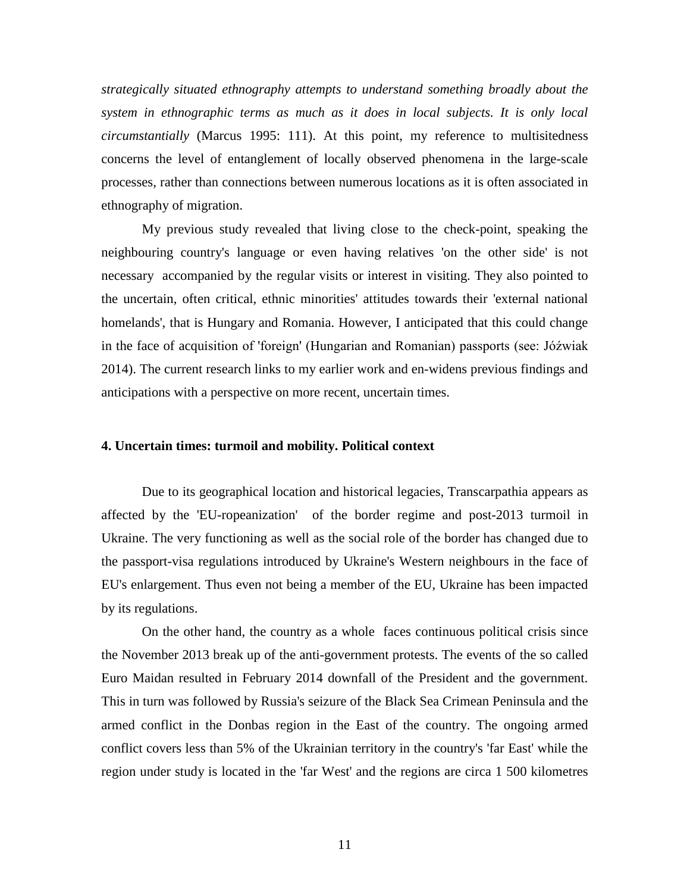*strategically situated ethnography attempts to understand something broadly about the system in ethnographic terms as much as it does in local subjects. It is only local circumstantially* (Marcus 1995: 111). At this point, my reference to multisitedness concerns the level of entanglement of locally observed phenomena in the large-scale processes, rather than connections between numerous locations as it is often associated in ethnography of migration.

My previous study revealed that living close to the check-point, speaking the neighbouring country's language or even having relatives 'on the other side' is not necessary accompanied by the regular visits or interest in visiting. They also pointed to the uncertain, often critical, ethnic minorities' attitudes towards their 'external national homelands', that is Hungary and Romania. However, I anticipated that this could change in the face of acquisition of 'foreign' (Hungarian and Romanian) passports (see: Jóźwiak 2014). The current research links to my earlier work and en-widens previous findings and anticipations with a perspective on more recent, uncertain times.

### 4. Uncertain times: turmoil and mobility. Political context

Due to its geographical location and historical legacies, Transcarpathia appears as affected by the 'EU-ropeanization' of the border regime and post-2013 turmoil in Ukraine. The very functioning as well as the social role of the border has changed due to the passport-visa regulations introduced by Ukraine's Western neighbours in the face of EU's enlargement. Thus even not being a member of the EU, Ukraine has been impacted by its regulations.

On the other hand, the country as a whole faces continuous political crisis since the November 2013 break up of the anti-government protests. The events of the so called Euro Maidan resulted in February 2014 downfall of the President and the government. This in turn was followed by Russia's seizure of the Black Sea Crimean Peninsula and the armed conflict in the Donbas region in the East of the country. The ongoing armed conflict covers less than 5% of the Ukrainian territory in the country's 'far East' while the region under study is located in the 'far West' and the regions are circa 1 500 kilometres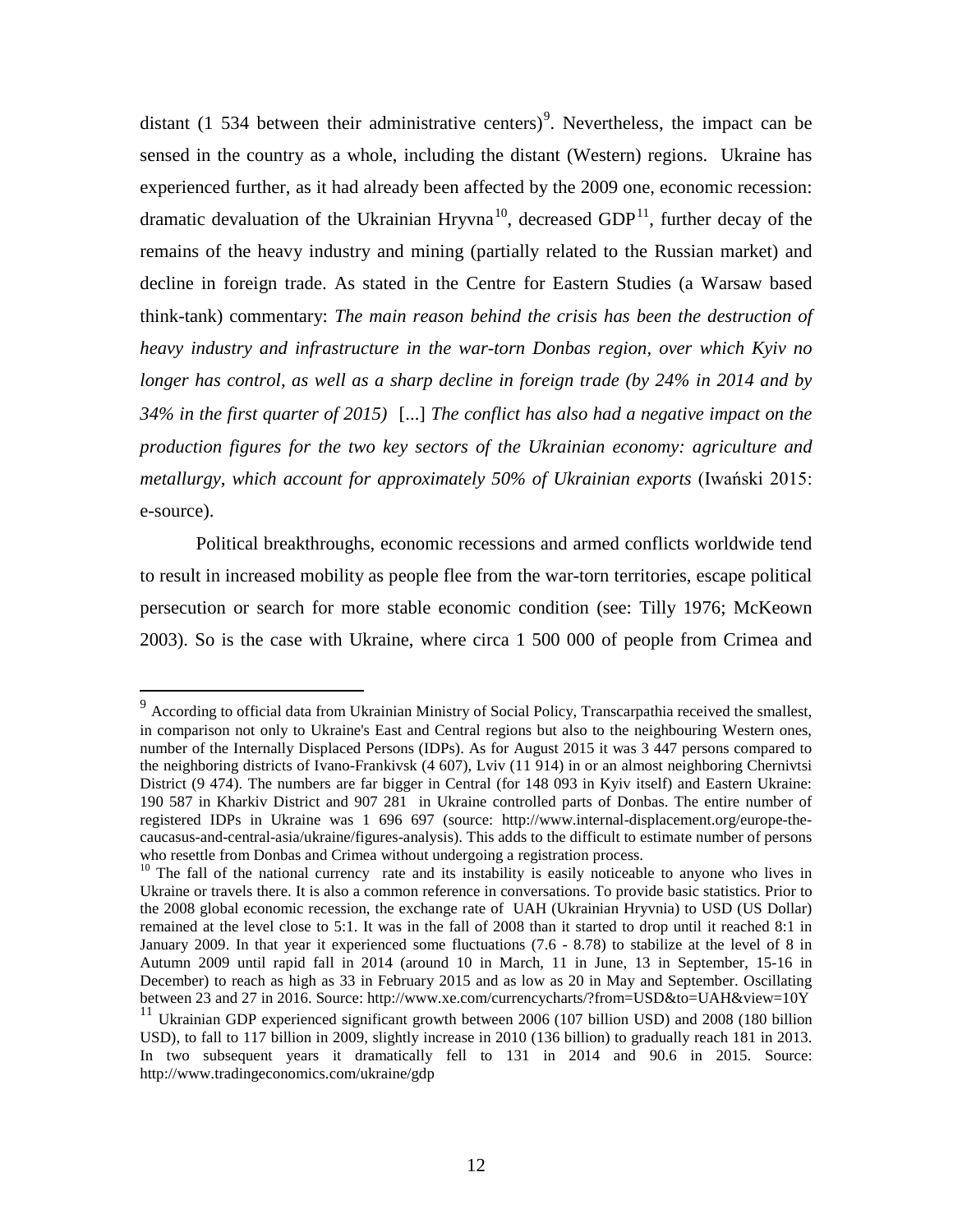distant (1 534 between their administrative centers)[9]. Nevertheless, the impact can be sensed in the country as a whole, including the distant (Western) regions. Ukraine has experienced further, as it had already been affected by the 2009 one, economic recession: dramatic devaluation of the Ukrainian Hryvna[10], decreased GDP[11], further decay of the remains of the heavy industry and mining (partially related to the Russian market) and decline in foreign trade. As stated in the Centre for Eastern Studies (a Warsaw based think-tank) commentary: *The main reason behind the crisis has been the destruction of heavy industry and infrastructure in the war-torn Donbas region, over which Kyiv no longer has control, as well as a sharp decline in foreign trade (by 24% in 2014 and by 34% in the first quarter of 2015)* [...] *The conflict has also had a negative impact on the production figures for the two key sectors of the Ukrainian economy: agriculture and metallurgy, which account for approximately 50% of Ukrainian exports* (Iwański 2015: e-source).

Political breakthroughs, economic recessions and armed conflicts worldwide tend to result in increased mobility as people flee from the war-torn territories, escape political persecution or search for more stable economic condition (see: Tilly 1976; McKeown 2003). So is the case with Ukraine, where circa 1 500 000 of people from Crimea and

---

[9] According to official data from Ukrainian Ministry of Social Policy, Transcarpathia received the smallest, in comparison not only to Ukraine's East and Central regions but also to the neighbouring Western ones, number of the Internally Displaced Persons (IDPs). As for August 2015 it was 3 447 persons compared to the neighboring districts of Ivano-Frankivsk (4 607), Lviv (11 914) in or an almost neighboring Chernivtsi District (9 474). The numbers are far bigger in Central (for 148 093 in Kyiv itself) and Eastern Ukraine: 190 587 in Kharkiv District and 907 281 in Ukraine controlled parts of Donbas. The entire number of registered IDPs in Ukraine was 1 696 697 (source: http://www.internal-displacement.org/europe-the-caucasus-and-central-asia/ukraine/figures-analysis). This adds to the difficult to estimate number of persons who resettle from Donbas and Crimea without undergoing a registration process.

[10] The fall of the national currency rate and its instability is easily noticeable to anyone who lives in Ukraine or travels there. It is also a common reference in conversations. To provide basic statistics. Prior to the 2008 global economic recession, the exchange rate of UAH (Ukrainian Hryvnia) to USD (US Dollar) remained at the level close to 5:1. It was in the fall of 2008 than it started to drop until it reached 8:1 in January 2009. In that year it experienced some fluctuations (7.6 - 8.78) to stabilize at the level of 8 in Autumn 2009 until rapid fall in 2014 (around 10 in March, 11 in June, 13 in September, 15-16 in December) to reach as high as 33 in February 2015 and as low as 20 in May and September. Oscillating between 23 and 27 in 2016. Source: http://www.xe.com/currencycharts/?from=USD&to=UAH&view=10Y

[11] Ukrainian GDP experienced significant growth between 2006 (107 billion USD) and 2008 (180 billion USD), to fall to 117 billion in 2009, slightly increase in 2010 (136 billion) to gradually reach 181 in 2013. In two subsequent years it dramatically fell to 131 in 2014 and 90.6 in 2015. Source: http://www.tradingeconomics.com/ukraine/gdp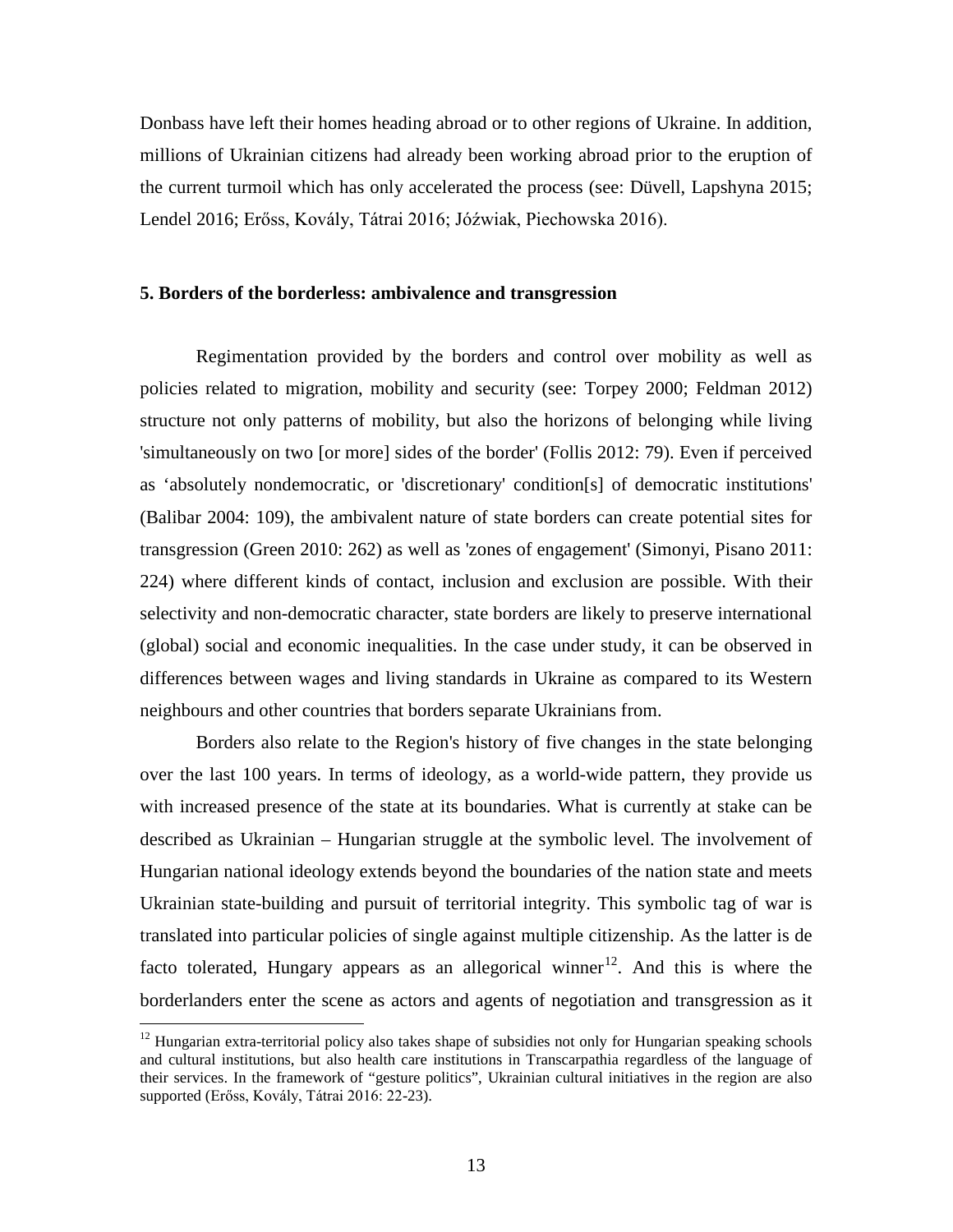Donbass have left their homes heading abroad or to other regions of Ukraine. In addition, millions of Ukrainian citizens had already been working abroad prior to the eruption of the current turmoil which has only accelerated the process (see: Düvell, Lapshyna 2015; Lendel 2016; Erőss, Kovály, Tátrai 2016; Jóźwiak, Piechowska 2016).

### 5. Borders of the borderless: ambivalence and transgression

Regimentation provided by the borders and control over mobility as well as policies related to migration, mobility and security (see: Torpey 2000; Feldman 2012) structure not only patterns of mobility, but also the horizons of belonging while living 'simultaneously on two [or more] sides of the border' (Follis 2012: 79). Even if perceived as 'absolutely nondemocratic, or 'discretionary' condition[s] of democratic institutions' (Balibar 2004: 109), the ambivalent nature of state borders can create potential sites for transgression (Green 2010: 262) as well as 'zones of engagement' (Simonyi, Pisano 2011: 224) where different kinds of contact, inclusion and exclusion are possible. With their selectivity and non-democratic character, state borders are likely to preserve international (global) social and economic inequalities. In the case under study, it can be observed in differences between wages and living standards in Ukraine as compared to its Western neighbours and other countries that borders separate Ukrainians from.

Borders also relate to the Region's history of five changes in the state belonging over the last 100 years. In terms of ideology, as a world-wide pattern, they provide us with increased presence of the state at its boundaries. What is currently at stake can be described as Ukrainian – Hungarian struggle at the symbolic level. The involvement of Hungarian national ideology extends beyond the boundaries of the nation state and meets Ukrainian state-building and pursuit of territorial integrity. This symbolic tag of war is translated into particular policies of single against multiple citizenship. As the latter is de facto tolerated, Hungary appears as an allegorical winner[12]. And this is where the borderlanders enter the scene as actors and agents of negotiation and transgression as it

[12] Hungarian extra-territorial policy also takes shape of subsidies not only for Hungarian speaking schools and cultural institutions, but also health care institutions in Transcarpathia regardless of the language of their services. In the framework of "gesture politics", Ukrainian cultural initiatives in the region are also supported (Erőss, Kovály, Tátrai 2016: 22-23).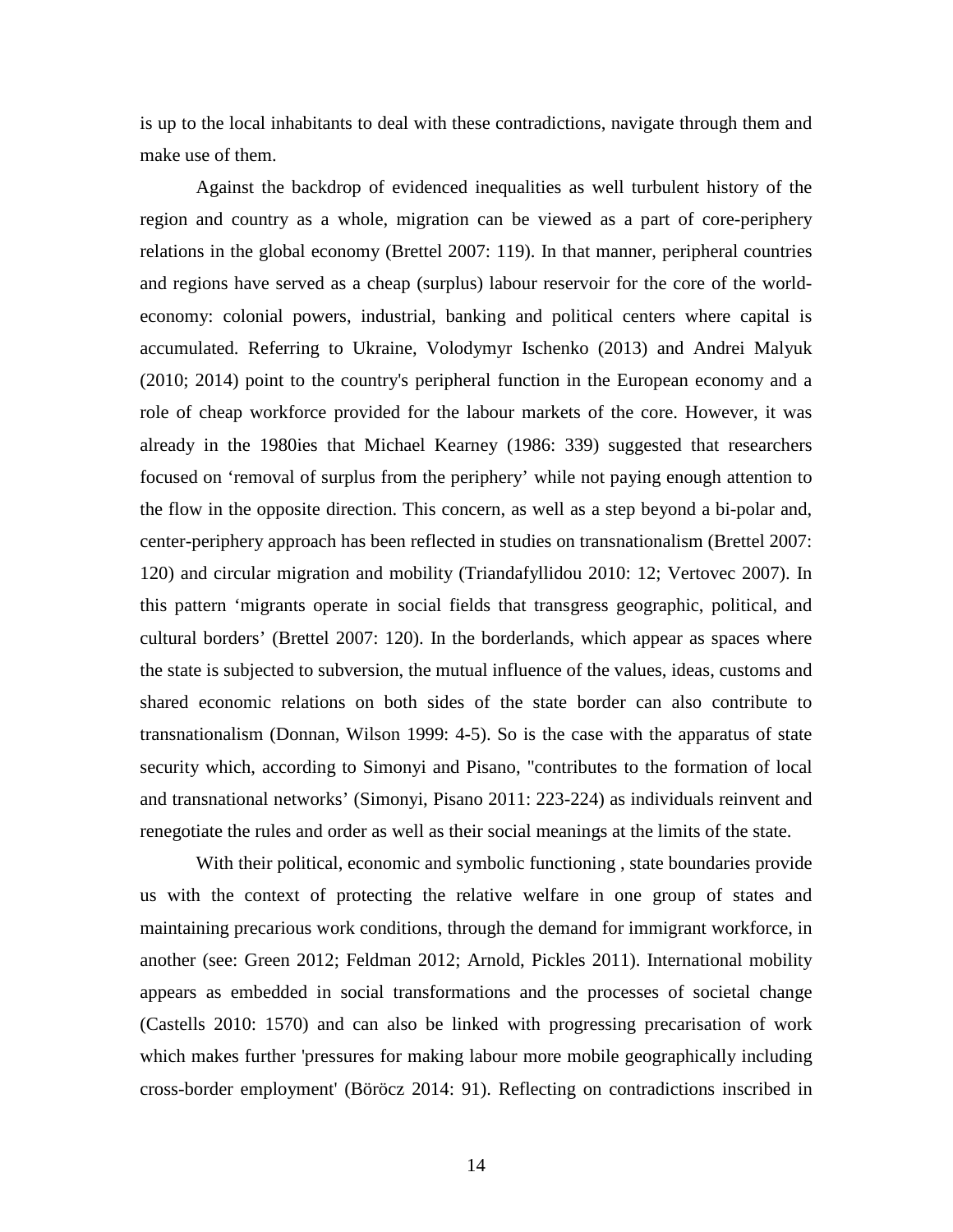is up to the local inhabitants to deal with these contradictions, navigate through them and make use of them.

Against the backdrop of evidenced inequalities as well turbulent history of the region and country as a whole, migration can be viewed as a part of core-periphery relations in the global economy (Brettel 2007: 119). In that manner, peripheral countries and regions have served as a cheap (surplus) labour reservoir for the core of the world-economy: colonial powers, industrial, banking and political centers where capital is accumulated. Referring to Ukraine, Volodymyr Ischenko (2013) and Andrei Malyuk (2010; 2014) point to the country's peripheral function in the European economy and a role of cheap workforce provided for the labour markets of the core. However, it was already in the 1980ies that Michael Kearney (1986: 339) suggested that researchers focused on 'removal of surplus from the periphery' while not paying enough attention to the flow in the opposite direction. This concern, as well as a step beyond a bi-polar and, center-periphery approach has been reflected in studies on transnationalism (Brettel 2007: 120) and circular migration and mobility (Triandafyllidou 2010: 12; Vertovec 2007). In this pattern 'migrants operate in social fields that transgress geographic, political, and cultural borders' (Brettel 2007: 120). In the borderlands, which appear as spaces where the state is subjected to subversion, the mutual influence of the values, ideas, customs and shared economic relations on both sides of the state border can also contribute to transnationalism (Donnan, Wilson 1999: 4-5). So is the case with the apparatus of state security which, according to Simonyi and Pisano, "contributes to the formation of local and transnational networks' (Simonyi, Pisano 2011: 223-224) as individuals reinvent and renegotiate the rules and order as well as their social meanings at the limits of the state.

With their political, economic and symbolic functioning , state boundaries provide us with the context of protecting the relative welfare in one group of states and maintaining precarious work conditions, through the demand for immigrant workforce, in another (see: Green 2012; Feldman 2012; Arnold, Pickles 2011). International mobility appears as embedded in social transformations and the processes of societal change (Castells 2010: 1570) and can also be linked with progressing precarisation of work which makes further 'pressures for making labour more mobile geographically including cross-border employment' (Böröcz 2014: 91). Reflecting on contradictions inscribed in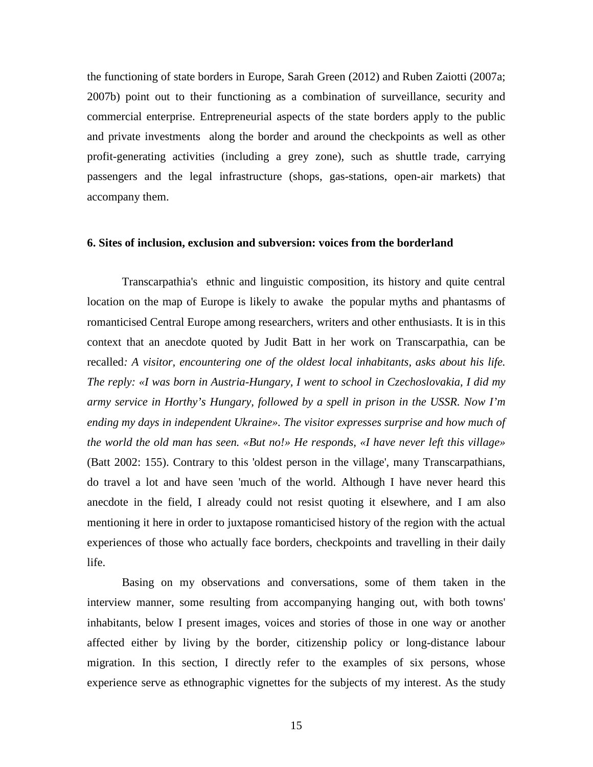the functioning of state borders in Europe, Sarah Green (2012) and Ruben Zaiotti (2007a; 2007b) point out to their functioning as a combination of surveillance, security and commercial enterprise. Entrepreneurial aspects of the state borders apply to the public and private investments along the border and around the checkpoints as well as other profit-generating activities (including a grey zone), such as shuttle trade, carrying passengers and the legal infrastructure (shops, gas-stations, open-air markets) that accompany them.

### 6. Sites of inclusion, exclusion and subversion: voices from the borderland

Transcarpathia's ethnic and linguistic composition, its history and quite central location on the map of Europe is likely to awake the popular myths and phantasms of romanticised Central Europe among researchers, writers and other enthusiasts. It is in this context that an anecdote quoted by Judit Batt in her work on Transcarpathia, can be recalled*: A visitor, encountering one of the oldest local inhabitants, asks about his life. The reply: «I was born in Austria-Hungary, I went to school in Czechoslovakia, I did my army service in Horthy's Hungary, followed by a spell in prison in the USSR. Now I'm ending my days in independent Ukraine». The visitor expresses surprise and how much of the world the old man has seen. «But no!» He responds, «I have never left this village»* (Batt 2002: 155). Contrary to this 'oldest person in the village', many Transcarpathians, do travel a lot and have seen 'much of the world. Although I have never heard this anecdote in the field, I already could not resist quoting it elsewhere, and I am also mentioning it here in order to juxtapose romanticised history of the region with the actual experiences of those who actually face borders, checkpoints and travelling in their daily life.

Basing on my observations and conversations, some of them taken in the interview manner, some resulting from accompanying hanging out, with both towns' inhabitants, below I present images, voices and stories of those in one way or another affected either by living by the border, citizenship policy or long-distance labour migration. In this section, I directly refer to the examples of six persons, whose experience serve as ethnographic vignettes for the subjects of my interest. As the study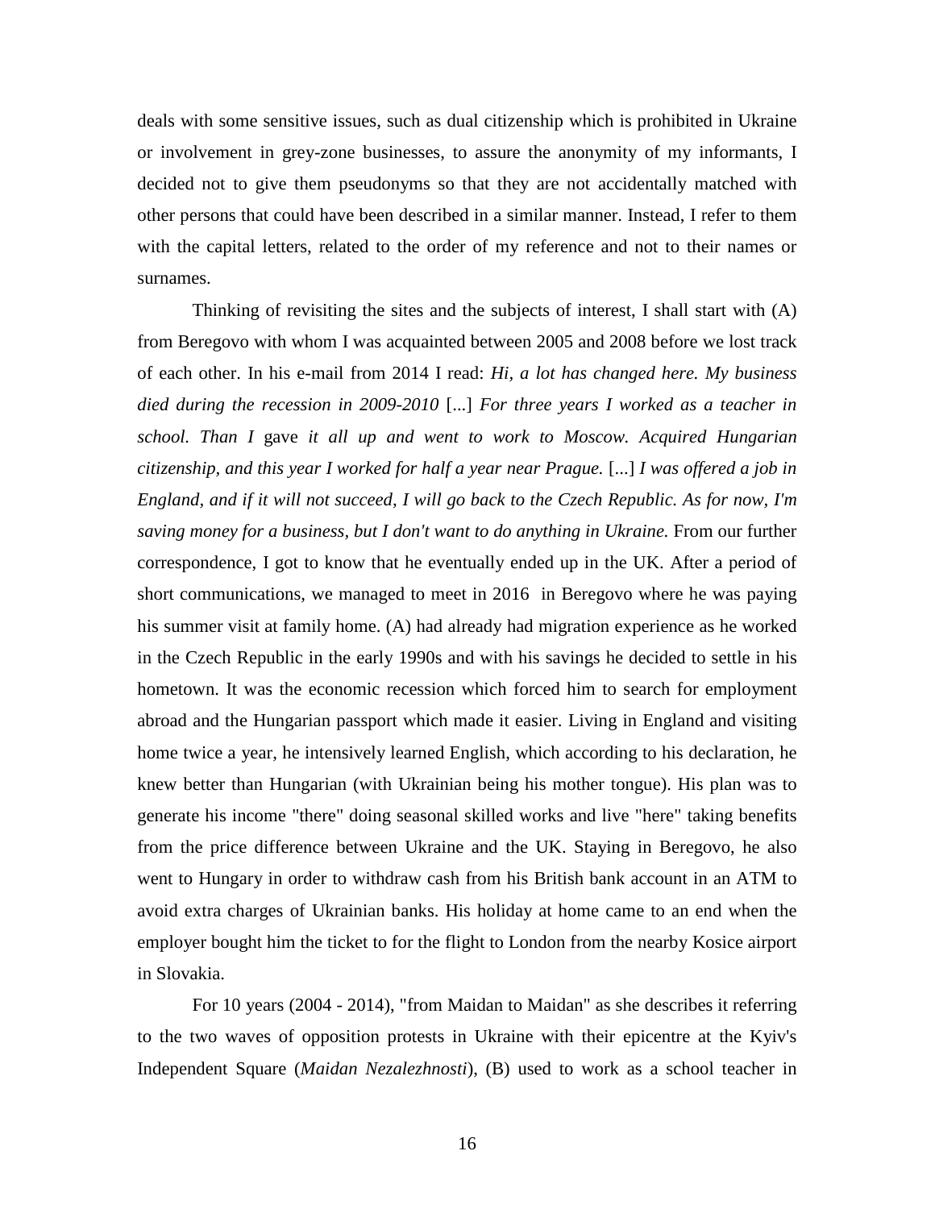deals with some sensitive issues, such as dual citizenship which is prohibited in Ukraine or involvement in grey-zone businesses, to assure the anonymity of my informants, I decided not to give them pseudonyms so that they are not accidentally matched with other persons that could have been described in a similar manner. Instead, I refer to them with the capital letters, related to the order of my reference and not to their names or surnames.

Thinking of revisiting the sites and the subjects of interest, I shall start with (A) from Beregovo with whom I was acquainted between 2005 and 2008 before we lost track of each other. In his e-mail from 2014 I read: *Hi, a lot has changed here. My business died during the recession in 2009-2010* [...] *For three years I worked as a teacher in school. Than I* gave *it all up and went to work to Moscow. Acquired Hungarian citizenship, and this year I worked for half a year near Prague.* [...] *I was offered a job in England, and if it will not succeed, I will go back to the Czech Republic. As for now, I'm saving money for a business, but I don't want to do anything in Ukraine.* From our further correspondence, I got to know that he eventually ended up in the UK. After a period of short communications, we managed to meet in 2016 in Beregovo where he was paying his summer visit at family home. (A) had already had migration experience as he worked in the Czech Republic in the early 1990s and with his savings he decided to settle in his hometown. It was the economic recession which forced him to search for employment abroad and the Hungarian passport which made it easier. Living in England and visiting home twice a year, he intensively learned English, which according to his declaration, he knew better than Hungarian (with Ukrainian being his mother tongue). His plan was to generate his income "there" doing seasonal skilled works and live "here" taking benefits from the price difference between Ukraine and the UK. Staying in Beregovo, he also went to Hungary in order to withdraw cash from his British bank account in an ATM to avoid extra charges of Ukrainian banks. His holiday at home came to an end when the employer bought him the ticket to for the flight to London from the nearby Kosice airport in Slovakia.

For 10 years (2004 - 2014), "from Maidan to Maidan" as she describes it referring to the two waves of opposition protests in Ukraine with their epicentre at the Kyiv's Independent Square (*Maidan Nezalezhnosti*), (B) used to work as a school teacher in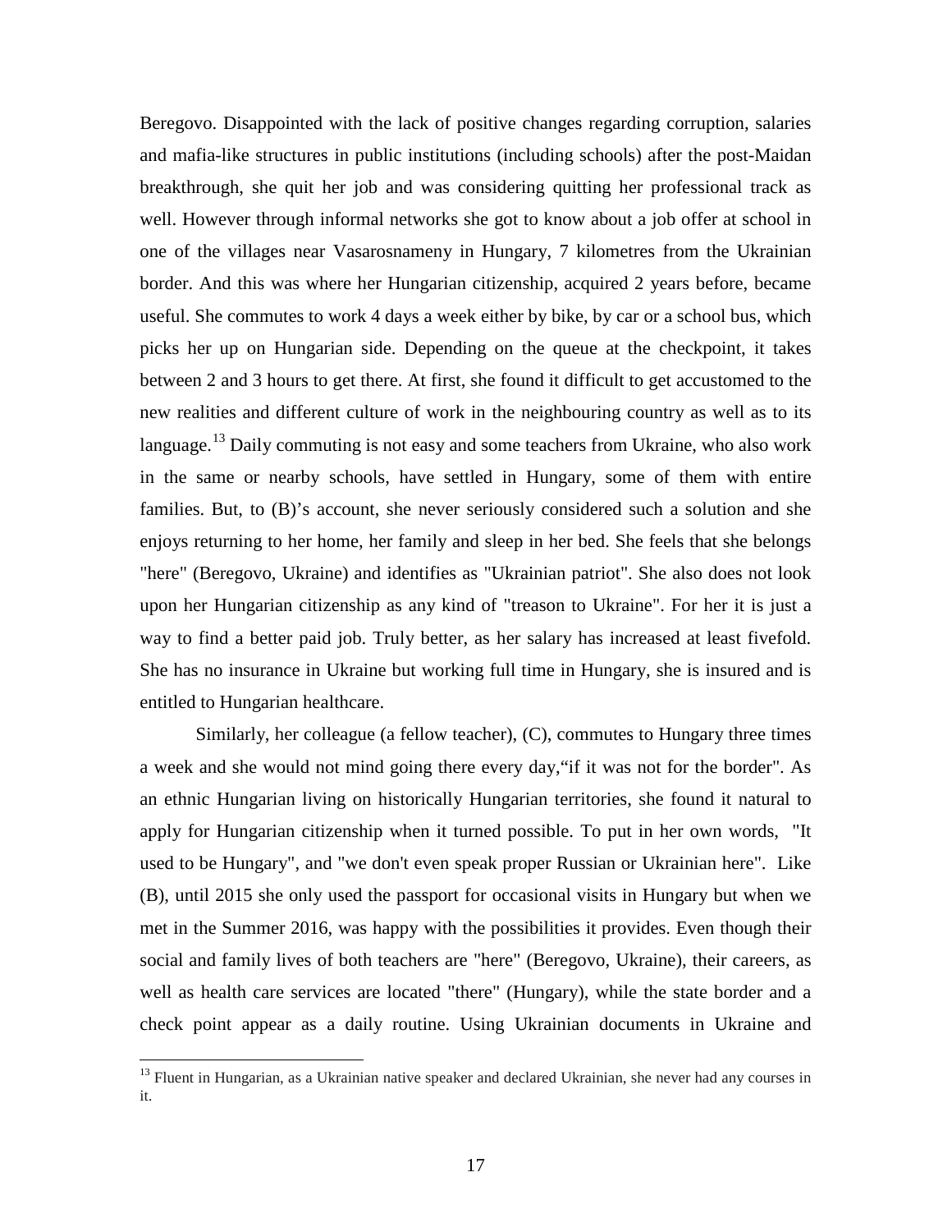Beregovo. Disappointed with the lack of positive changes regarding corruption, salaries and mafia-like structures in public institutions (including schools) after the post-Maidan breakthrough, she quit her job and was considering quitting her professional track as well. However through informal networks she got to know about a job offer at school in one of the villages near Vasarosnameny in Hungary, 7 kilometres from the Ukrainian border. And this was where her Hungarian citizenship, acquired 2 years before, became useful. She commutes to work 4 days a week either by bike, by car or a school bus, which picks her up on Hungarian side. Depending on the queue at the checkpoint, it takes between 2 and 3 hours to get there. At first, she found it difficult to get accustomed to the new realities and different culture of work in the neighbouring country as well as to its language.[13] Daily commuting is not easy and some teachers from Ukraine, who also work in the same or nearby schools, have settled in Hungary, some of them with entire families. But, to (B)'s account, she never seriously considered such a solution and she enjoys returning to her home, her family and sleep in her bed. She feels that she belongs "here" (Beregovo, Ukraine) and identifies as "Ukrainian patriot". She also does not look upon her Hungarian citizenship as any kind of "treason to Ukraine". For her it is just a way to find a better paid job. Truly better, as her salary has increased at least fivefold. She has no insurance in Ukraine but working full time in Hungary, she is insured and is entitled to Hungarian healthcare.

Similarly, her colleague (a fellow teacher), (C), commutes to Hungary three times a week and she would not mind going there every day,"if it was not for the border". As an ethnic Hungarian living on historically Hungarian territories, she found it natural to apply for Hungarian citizenship when it turned possible. To put in her own words, "It used to be Hungary", and "we don't even speak proper Russian or Ukrainian here". Like (B), until 2015 she only used the passport for occasional visits in Hungary but when we met in the Summer 2016, was happy with the possibilities it provides. Even though their social and family lives of both teachers are "here" (Beregovo, Ukraine), their careers, as well as health care services are located "there" (Hungary), while the state border and a check point appear as a daily routine. Using Ukrainian documents in Ukraine and

[13] Fluent in Hungarian, as a Ukrainian native speaker and declared Ukrainian, she never had any courses in it.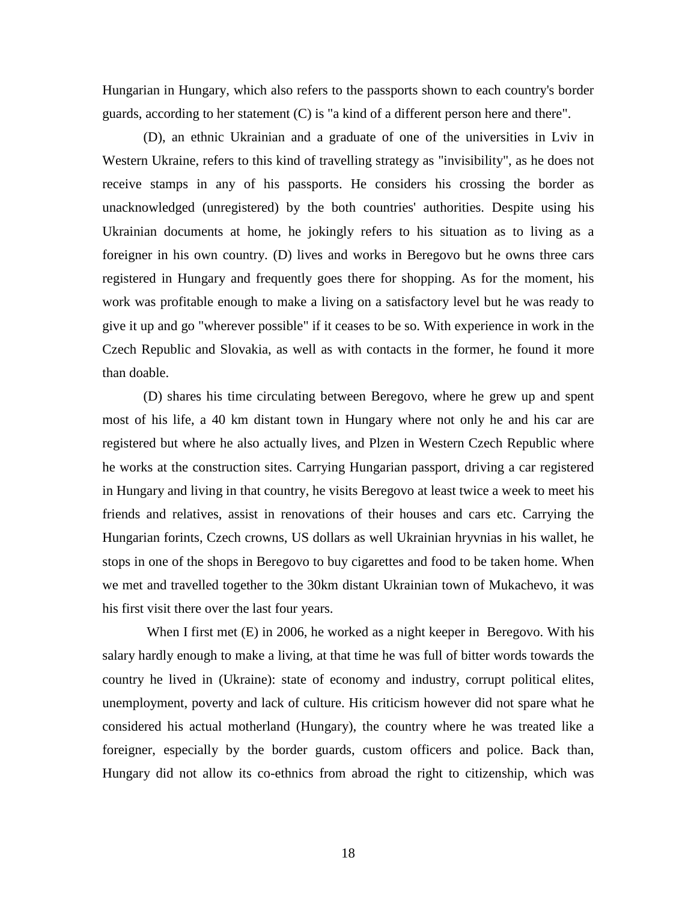Hungarian in Hungary, which also refers to the passports shown to each country's border guards, according to her statement (C) is "a kind of a different person here and there".

(D), an ethnic Ukrainian and a graduate of one of the universities in Lviv in Western Ukraine, refers to this kind of travelling strategy as "invisibility", as he does not receive stamps in any of his passports. He considers his crossing the border as unacknowledged (unregistered) by the both countries' authorities. Despite using his Ukrainian documents at home, he jokingly refers to his situation as to living as a foreigner in his own country. (D) lives and works in Beregovo but he owns three cars registered in Hungary and frequently goes there for shopping. As for the moment, his work was profitable enough to make a living on a satisfactory level but he was ready to give it up and go "wherever possible" if it ceases to be so. With experience in work in the Czech Republic and Slovakia, as well as with contacts in the former, he found it more than doable.

(D) shares his time circulating between Beregovo, where he grew up and spent most of his life, a 40 km distant town in Hungary where not only he and his car are registered but where he also actually lives, and Plzen in Western Czech Republic where he works at the construction sites. Carrying Hungarian passport, driving a car registered in Hungary and living in that country, he visits Beregovo at least twice a week to meet his friends and relatives, assist in renovations of their houses and cars etc. Carrying the Hungarian forints, Czech crowns, US dollars as well Ukrainian hryvnias in his wallet, he stops in one of the shops in Beregovo to buy cigarettes and food to be taken home. When we met and travelled together to the 30km distant Ukrainian town of Mukachevo, it was his first visit there over the last four years.

When I first met (E) in 2006, he worked as a night keeper in Beregovo. With his salary hardly enough to make a living, at that time he was full of bitter words towards the country he lived in (Ukraine): state of economy and industry, corrupt political elites, unemployment, poverty and lack of culture. His criticism however did not spare what he considered his actual motherland (Hungary), the country where he was treated like a foreigner, especially by the border guards, custom officers and police. Back than, Hungary did not allow its co-ethnics from abroad the right to citizenship, which was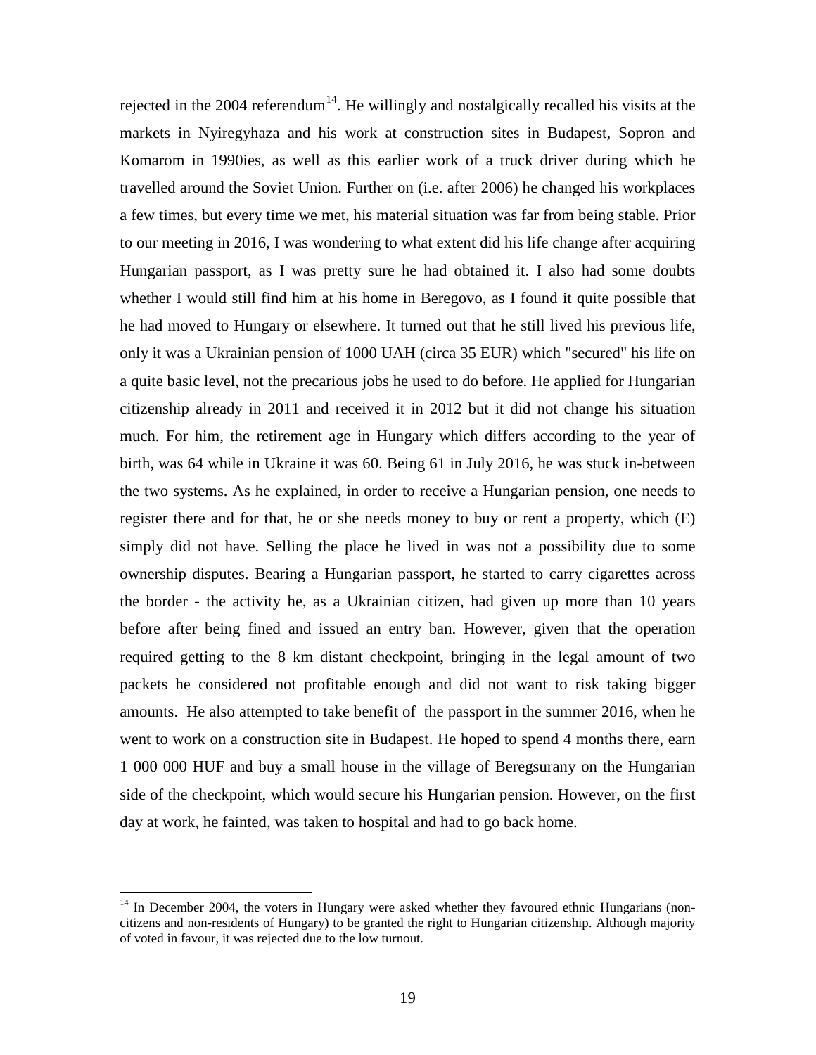rejected in the 2004 referendum[14]. He willingly and nostalgically recalled his visits at the markets in Nyiregyhaza and his work at construction sites in Budapest, Sopron and Komarom in 1990ies, as well as this earlier work of a truck driver during which he travelled around the Soviet Union. Further on (i.e. after 2006) he changed his workplaces a few times, but every time we met, his material situation was far from being stable. Prior to our meeting in 2016, I was wondering to what extent did his life change after acquiring Hungarian passport, as I was pretty sure he had obtained it. I also had some doubts whether I would still find him at his home in Beregovo, as I found it quite possible that he had moved to Hungary or elsewhere. It turned out that he still lived his previous life, only it was a Ukrainian pension of 1000 UAH (circa 35 EUR) which "secured" his life on a quite basic level, not the precarious jobs he used to do before. He applied for Hungarian citizenship already in 2011 and received it in 2012 but it did not change his situation much. For him, the retirement age in Hungary which differs according to the year of birth, was 64 while in Ukraine it was 60. Being 61 in July 2016, he was stuck in-between the two systems. As he explained, in order to receive a Hungarian pension, one needs to register there and for that, he or she needs money to buy or rent a property, which (E) simply did not have. Selling the place he lived in was not a possibility due to some ownership disputes. Bearing a Hungarian passport, he started to carry cigarettes across the border - the activity he, as a Ukrainian citizen, had given up more than 10 years before after being fined and issued an entry ban. However, given that the operation required getting to the 8 km distant checkpoint, bringing in the legal amount of two packets he considered not profitable enough and did not want to risk taking bigger amounts. He also attempted to take benefit of the passport in the summer 2016, when he went to work on a construction site in Budapest. He hoped to spend 4 months there, earn 1 000 000 HUF and buy a small house in the village of Beregsurany on the Hungarian side of the checkpoint, which would secure his Hungarian pension. However, on the first day at work, he fainted, was taken to hospital and had to go back home.

[14] In December 2004, the voters in Hungary were asked whether they favoured ethnic Hungarians (non-citizens and non-residents of Hungary) to be granted the right to Hungarian citizenship. Although majority of voted in favour, it was rejected due to the low turnout.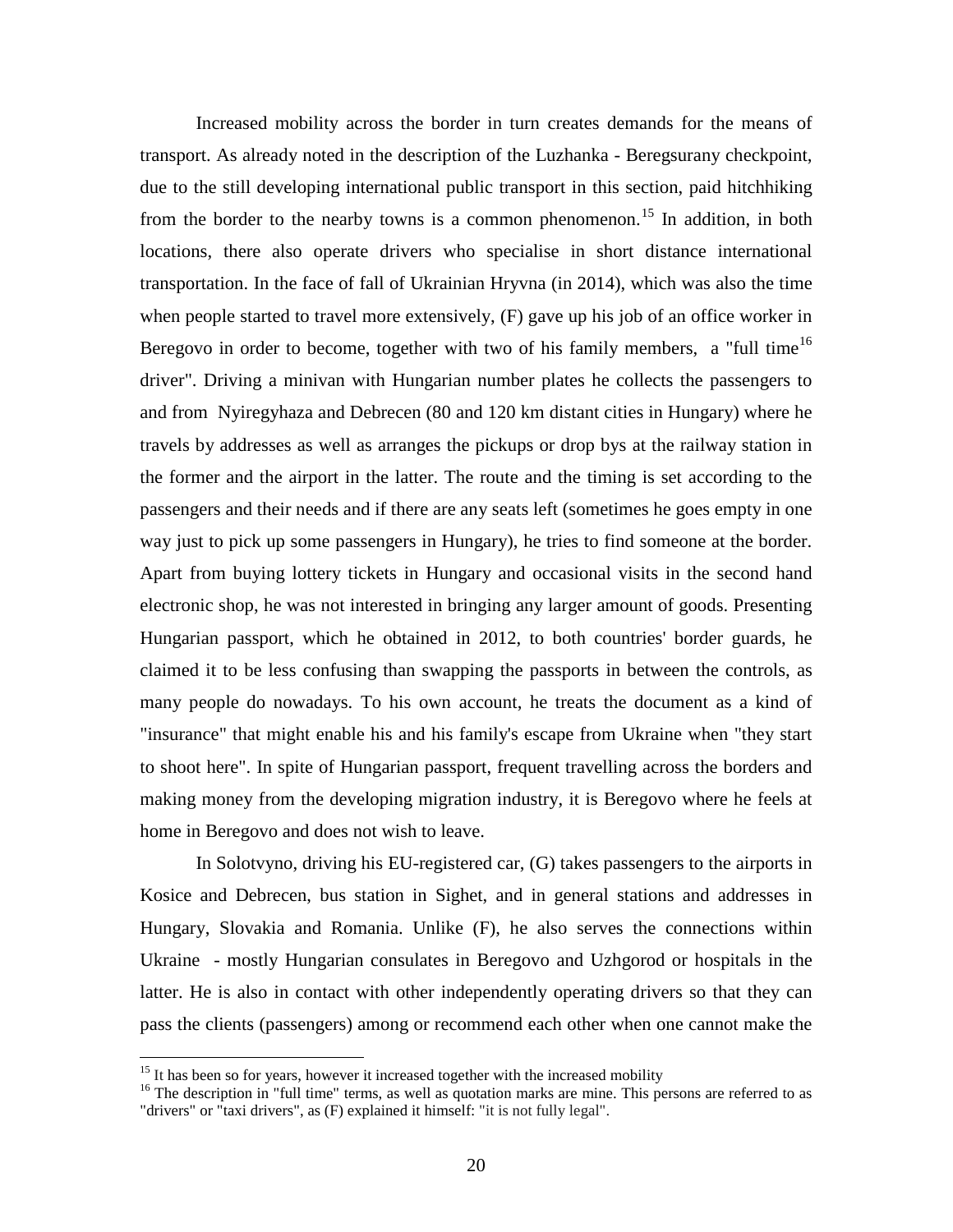Increased mobility across the border in turn creates demands for the means of transport. As already noted in the description of the Luzhanka - Beregsurany checkpoint, due to the still developing international public transport in this section, paid hitchhiking from the border to the nearby towns is a common phenomenon.[15] In addition, in both locations, there also operate drivers who specialise in short distance international transportation. In the face of fall of Ukrainian Hryvna (in 2014), which was also the time when people started to travel more extensively, (F) gave up his job of an office worker in Beregovo in order to become, together with two of his family members, a "full time[16] driver". Driving a minivan with Hungarian number plates he collects the passengers to and from Nyiregyhaza and Debrecen (80 and 120 km distant cities in Hungary) where he travels by addresses as well as arranges the pickups or drop bys at the railway station in the former and the airport in the latter. The route and the timing is set according to the passengers and their needs and if there are any seats left (sometimes he goes empty in one way just to pick up some passengers in Hungary), he tries to find someone at the border. Apart from buying lottery tickets in Hungary and occasional visits in the second hand electronic shop, he was not interested in bringing any larger amount of goods. Presenting Hungarian passport, which he obtained in 2012, to both countries' border guards, he claimed it to be less confusing than swapping the passports in between the controls, as many people do nowadays. To his own account, he treats the document as a kind of "insurance" that might enable his and his family's escape from Ukraine when "they start to shoot here". In spite of Hungarian passport, frequent travelling across the borders and making money from the developing migration industry, it is Beregovo where he feels at home in Beregovo and does not wish to leave.

In Solotvyno, driving his EU-registered car, (G) takes passengers to the airports in Kosice and Debrecen, bus station in Sighet, and in general stations and addresses in Hungary, Slovakia and Romania. Unlike (F), he also serves the connections within Ukraine - mostly Hungarian consulates in Beregovo and Uzhgorod or hospitals in the latter. He is also in contact with other independently operating drivers so that they can pass the clients (passengers) among or recommend each other when one cannot make the

---

[15] It has been so for years, however it increased together with the increased mobility

[16] The description in "full time" terms, as well as quotation marks are mine. This persons are referred to as "drivers" or "taxi drivers", as (F) explained it himself: "it is not fully legal".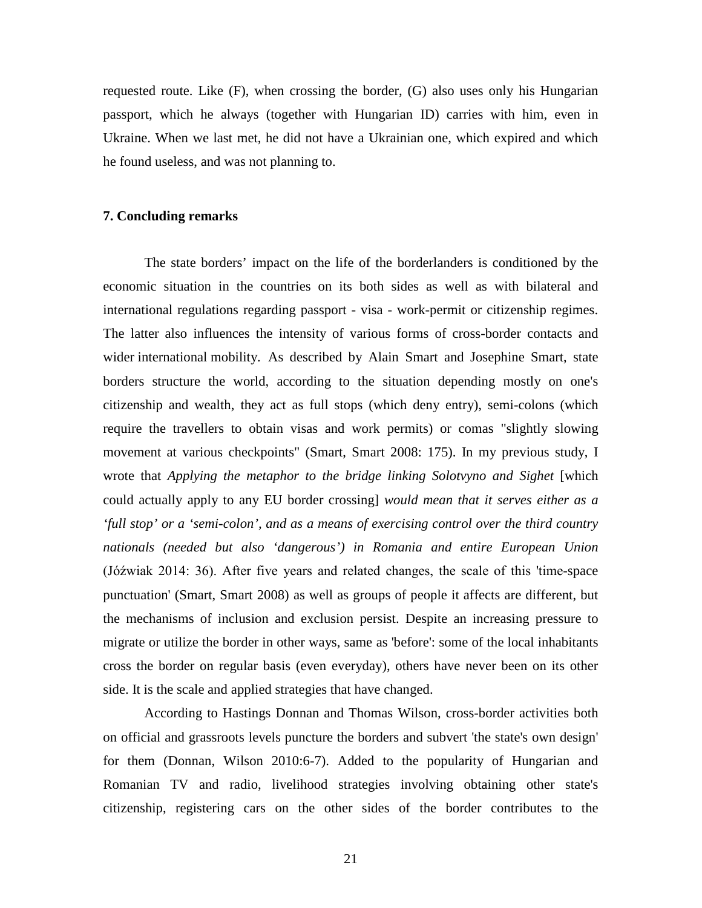requested route. Like (F), when crossing the border, (G) also uses only his Hungarian passport, which he always (together with Hungarian ID) carries with him, even in Ukraine. When we last met, he did not have a Ukrainian one, which expired and which he found useless, and was not planning to.

## 7. Concluding remarks

The state borders' impact on the life of the borderlanders is conditioned by the economic situation in the countries on its both sides as well as with bilateral and international regulations regarding passport - visa - work-permit or citizenship regimes. The latter also influences the intensity of various forms of cross-border contacts and wider international mobility. As described by Alain Smart and Josephine Smart, state borders structure the world, according to the situation depending mostly on one's citizenship and wealth, they act as full stops (which deny entry), semi-colons (which require the travellers to obtain visas and work permits) or comas "slightly slowing movement at various checkpoints" (Smart, Smart 2008: 175). In my previous study, I wrote that *Applying the metaphor to the bridge linking Solotvyno and Sighet* [which could actually apply to any EU border crossing] *would mean that it serves either as a 'full stop' or a 'semi-colon', and as a means of exercising control over the third country nationals (needed but also 'dangerous') in Romania and entire European Union* (Jóźwiak 2014: 36). After five years and related changes, the scale of this 'time-space punctuation' (Smart, Smart 2008) as well as groups of people it affects are different, but the mechanisms of inclusion and exclusion persist. Despite an increasing pressure to migrate or utilize the border in other ways, same as 'before': some of the local inhabitants cross the border on regular basis (even everyday), others have never been on its other side. It is the scale and applied strategies that have changed.

According to Hastings Donnan and Thomas Wilson, cross-border activities both on official and grassroots levels puncture the borders and subvert 'the state's own design' for them (Donnan, Wilson 2010:6-7). Added to the popularity of Hungarian and Romanian TV and radio, livelihood strategies involving obtaining other state's citizenship, registering cars on the other sides of the border contributes to the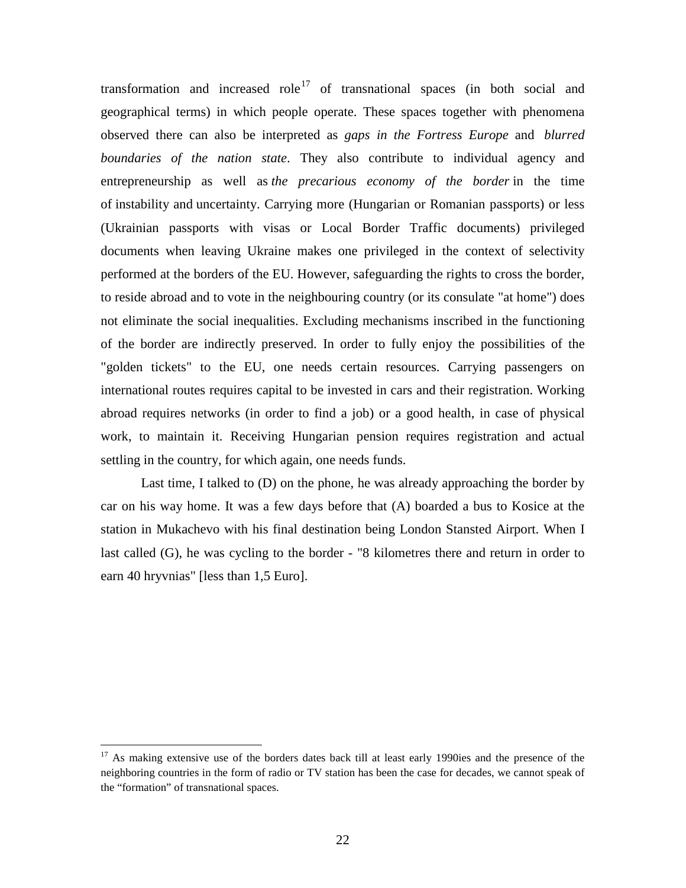transformation and increased role[17] of transnational spaces (in both social and geographical terms) in which people operate. These spaces together with phenomena observed there can also be interpreted as *gaps in the Fortress Europe* and *blurred boundaries of the nation state*. They also contribute to individual agency and entrepreneurship as well as *the precarious economy of the border* in the time of instability and uncertainty. Carrying more (Hungarian or Romanian passports) or less (Ukrainian passports with visas or Local Border Traffic documents) privileged documents when leaving Ukraine makes one privileged in the context of selectivity performed at the borders of the EU. However, safeguarding the rights to cross the border, to reside abroad and to vote in the neighbouring country (or its consulate "at home") does not eliminate the social inequalities. Excluding mechanisms inscribed in the functioning of the border are indirectly preserved. In order to fully enjoy the possibilities of the "golden tickets" to the EU, one needs certain resources. Carrying passengers on international routes requires capital to be invested in cars and their registration. Working abroad requires networks (in order to find a job) or a good health, in case of physical work, to maintain it. Receiving Hungarian pension requires registration and actual settling in the country, for which again, one needs funds.

Last time, I talked to (D) on the phone, he was already approaching the border by car on his way home. It was a few days before that (A) boarded a bus to Kosice at the station in Mukachevo with his final destination being London Stansted Airport. When I last called (G), he was cycling to the border - "8 kilometres there and return in order to earn 40 hryvnias" [less than 1,5 Euro].

---

[17] As making extensive use of the borders dates back till at least early 1990ies and the presence of the neighboring countries in the form of radio or TV station has been the case for decades, we cannot speak of the “formation” of transnational spaces.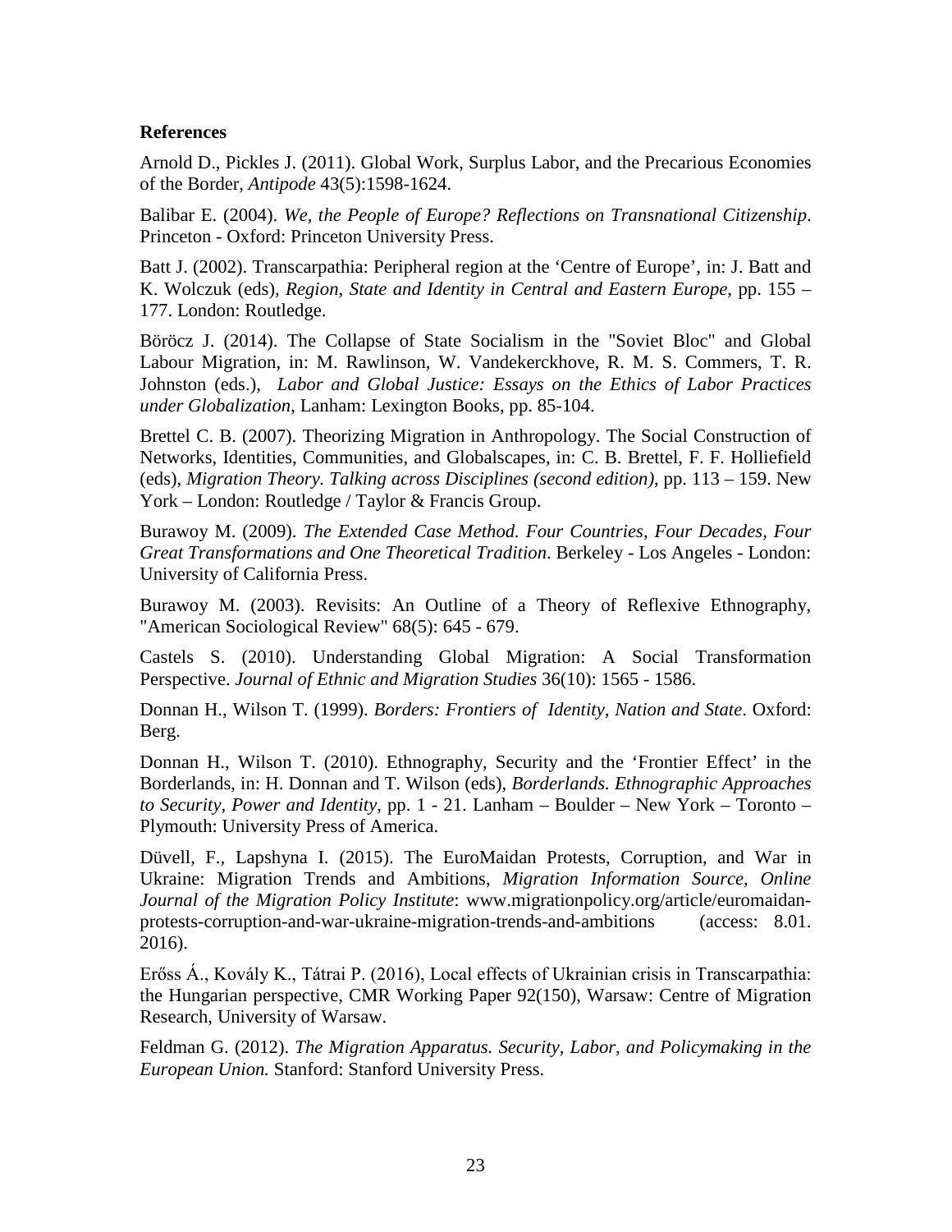**References**

Arnold D., Pickles J. (2011). Global Work, Surplus Labor, and the Precarious Economies of the Border, *Antipode* 43(5):1598-1624.

Balibar E. (2004). *We, the People of Europe? Reflections on Transnational Citizenship*. Princeton - Oxford: Princeton University Press.

Batt J. (2002). Transcarpathia: Peripheral region at the 'Centre of Europe', in: J. Batt and K. Wolczuk (eds), *Region, State and Identity in Central and Eastern Europe*, pp. 155 – 177. London: Routledge.

Böröcz J. (2014). The Collapse of State Socialism in the "Soviet Bloc" and Global Labour Migration, in: M. Rawlinson, W. Vandekerckhove, R. M. S. Commers, T. R. Johnston (eds.), *Labor and Global Justice: Essays on the Ethics of Labor Practices under Globalization*, Lanham: Lexington Books, pp. 85-104.

Brettel C. B. (2007). Theorizing Migration in Anthropology. The Social Construction of Networks, Identities, Communities, and Globalscapes, in: C. B. Brettel, F. F. Holliefield (eds), *Migration Theory. Talking across Disciplines (second edition)*, pp. 113 – 159. New York – London: Routledge / Taylor & Francis Group.

Burawoy M. (2009). *The Extended Case Method. Four Countries, Four Decades, Four Great Transformations and One Theoretical Tradition*. Berkeley - Los Angeles - London: University of California Press.

Burawoy M. (2003). Revisits: An Outline of a Theory of Reflexive Ethnography, "American Sociological Review" 68(5): 645 - 679.

Castels S. (2010). Understanding Global Migration: A Social Transformation Perspective. *Journal of Ethnic and Migration Studies* 36(10): 1565 - 1586.

Donnan H., Wilson T. (1999). *Borders: Frontiers of Identity, Nation and State*. Oxford: Berg.

Donnan H., Wilson T. (2010). Ethnography, Security and the 'Frontier Effect' in the Borderlands, in: H. Donnan and T. Wilson (eds), *Borderlands. Ethnographic Approaches to Security, Power and Identity*, pp. 1 - 21. Lanham – Boulder – New York – Toronto – Plymouth: University Press of America.

Düvell, F., Lapshyna I. (2015). The EuroMaidan Protests, Corruption, and War in Ukraine: Migration Trends and Ambitions, *Migration Information Source, Online Journal of the Migration Policy Institute*: www.migrationpolicy.org/article/euromaidan-protests-corruption-and-war-ukraine-migration-trends-and-ambitions (access: 8.01. 2016).

Erőss Á., Kovály K., Tátrai P. (2016), Local effects of Ukrainian crisis in Transcarpathia: the Hungarian perspective, CMR Working Paper 92(150), Warsaw: Centre of Migration Research, University of Warsaw.

Feldman G. (2012). *The Migration Apparatus. Security, Labor, and Policymaking in the European Union.* Stanford: Stanford University Press.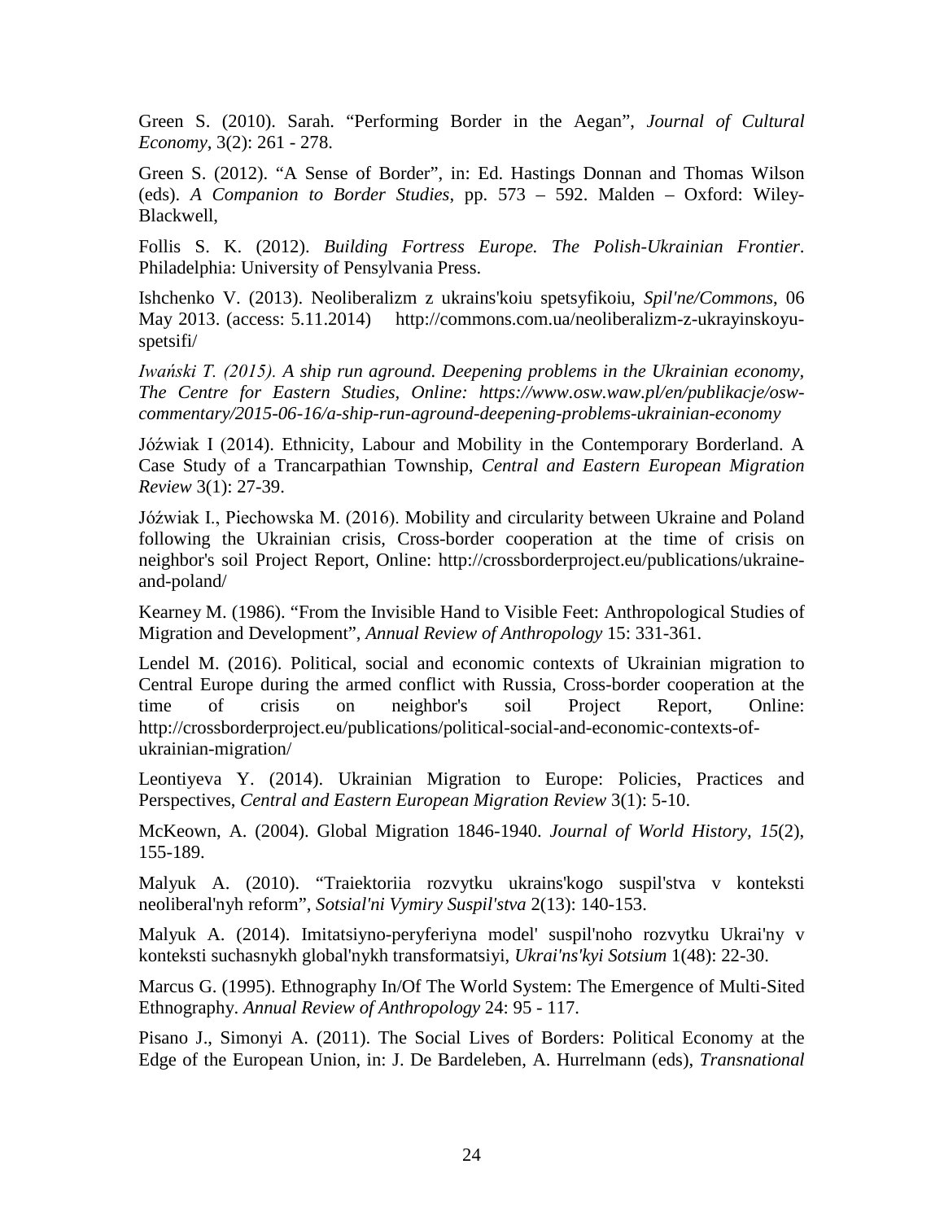Green S. (2010). Sarah. “Performing Border in the Aegan”, *Journal of Cultural Economy*, 3(2): 261 - 278.

Green S. (2012). “A Sense of Border”, in: Ed. Hastings Donnan and Thomas Wilson (eds). *A Companion to Border Studies*, pp. 573 – 592. Malden – Oxford: Wiley-Blackwell,

Follis S. K. (2012). *Building Fortress Europe. The Polish-Ukrainian Frontier*. Philadelphia: University of Pensylvania Press.

Ishchenko V. (2013). Neoliberalizm z ukrains'koiu spetsyfikoiu, *Spil'ne/Commons*, 06 May 2013. (access: 5.11.2014) http://commons.com.ua/neoliberalizm-z-ukrayinskoyu-spetsifi/

*Iwański T. (2015). A ship run aground. Deepening problems in the Ukrainian economy, The Centre for Eastern Studies, Online: https://www.osw.waw.pl/en/publikacje/osw-commentary/2015-06-16/a-ship-run-aground-deepening-problems-ukrainian-economy*

Jóźwiak I (2014). Ethnicity, Labour and Mobility in the Contemporary Borderland. A Case Study of a Trancarpathian Township, *Central and Eastern European Migration Review* 3(1): 27-39.

Jóźwiak I., Piechowska M. (2016). Mobility and circularity between Ukraine and Poland following the Ukrainian crisis, Cross-border cooperation at the time of crisis on neighbor's soil Project Report, Online: http://crossborderproject.eu/publications/ukraine-and-poland/

Kearney M. (1986). “From the Invisible Hand to Visible Feet: Anthropological Studies of Migration and Development”, *Annual Review of Anthropology* 15: 331-361.

Lendel M. (2016). Political, social and economic contexts of Ukrainian migration to Central Europe during the armed conflict with Russia, Cross-border cooperation at the time of crisis on neighbor's soil Project Report, Online: http://crossborderproject.eu/publications/political-social-and-economic-contexts-of-ukrainian-migration/

Leontiyeva Y. (2014). Ukrainian Migration to Europe: Policies, Practices and Perspectives, *Central and Eastern European Migration Review* 3(1): 5-10.

McKeown, A. (2004). Global Migration 1846-1940. *Journal of World History, 15*(2), 155-189.

Malyuk A. (2010). “Traiektoriia rozvytku ukrains'kogo suspil'stva v konteksti neoliberal'nyh reform”, *Sotsial'ni Vymiry Suspil'stva* 2(13): 140-153.

Malyuk A. (2014). Imitatsiyno-peryferiyna model' suspil'noho rozvytku Ukrai'ny v konteksti suchasnykh global'nykh transformatsiyi, *Ukrai'ns'kyi Sotsium* 1(48): 22-30.

Marcus G. (1995). Ethnography In/Of The World System: The Emergence of Multi-Sited Ethnography. *Annual Review of Anthropology* 24: 95 - 117.

Pisano J., Simonyi A. (2011). The Social Lives of Borders: Political Economy at the Edge of the European Union, in: J. De Bardeleben, A. Hurrelmann (eds), *Transnational*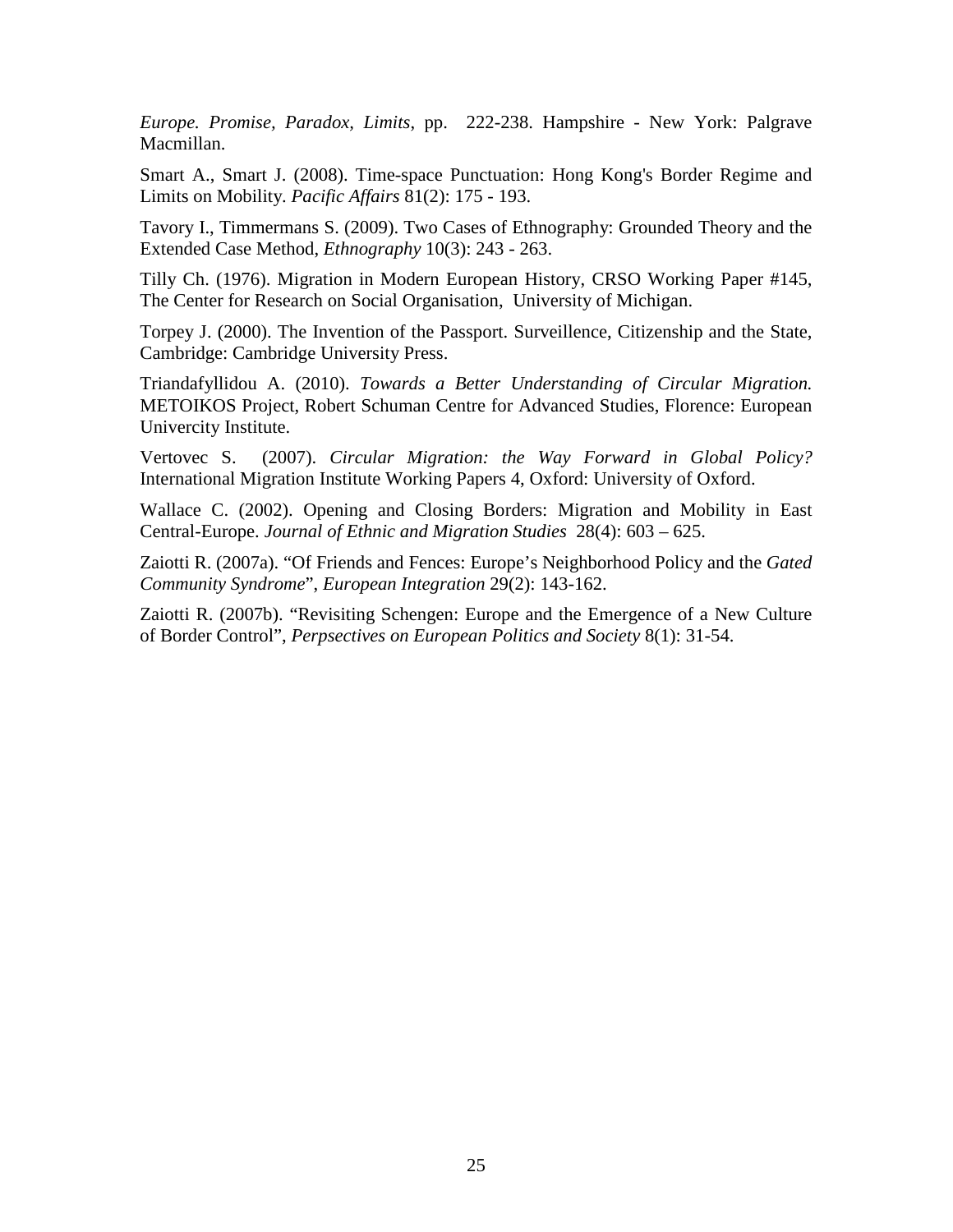*Europe. Promise, Paradox, Limits*, pp. 222-238. Hampshire - New York: Palgrave Macmillan.

Smart A., Smart J. (2008). Time-space Punctuation: Hong Kong's Border Regime and Limits on Mobility. *Pacific Affairs* 81(2): 175 - 193.

Tavory I., Timmermans S. (2009). Two Cases of Ethnography: Grounded Theory and the Extended Case Method, *Ethnography* 10(3): 243 - 263.

Tilly Ch. (1976). Migration in Modern European History, CRSO Working Paper #145, The Center for Research on Social Organisation, University of Michigan.

Torpey J. (2000). The Invention of the Passport. Surveillence, Citizenship and the State, Cambridge: Cambridge University Press.

Triandafyllidou A. (2010). *Towards a Better Understanding of Circular Migration.* METOIKOS Project, Robert Schuman Centre for Advanced Studies, Florence: European Univercity Institute.

Vertovec S. (2007). *Circular Migration: the Way Forward in Global Policy?* International Migration Institute Working Papers 4, Oxford: University of Oxford.

Wallace C. (2002). Opening and Closing Borders: Migration and Mobility in East Central-Europe. *Journal of Ethnic and Migration Studies* 28(4): 603 – 625.

Zaiotti R. (2007a). "Of Friends and Fences: Europe's Neighborhood Policy and the *Gated Community Syndrome*", *European Integration* 29(2): 143-162.

Zaiotti R. (2007b). "Revisiting Schengen: Europe and the Emergence of a New Culture of Border Control", *Perpsectives on European Politics and Society* 8(1): 31-54.